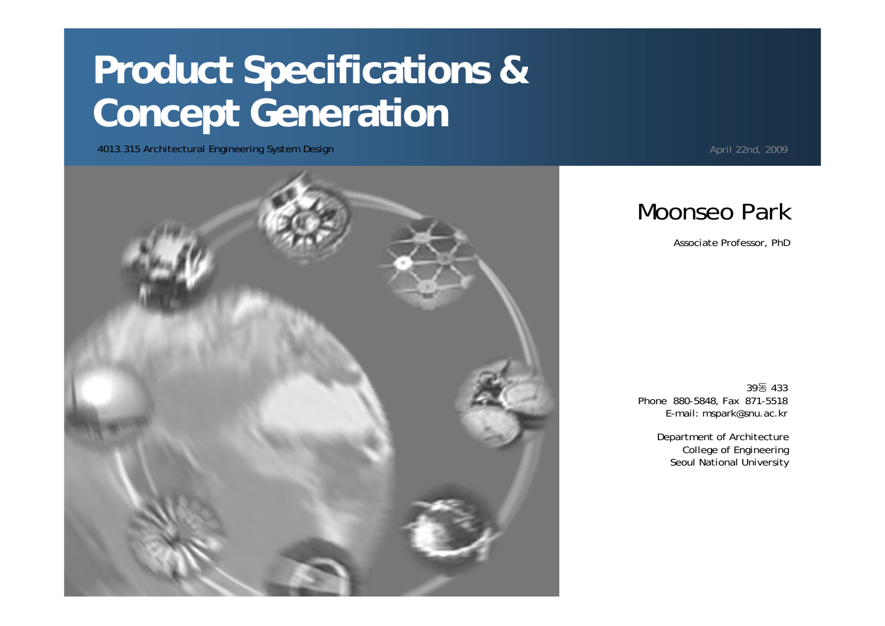# Product Specifications & Concept Generation

4013.315 Architectural Engineering System Design

April 22nd, 2009

## Moonseo Park

Associate Professor, PhD

39동 433
Phone 880-5848, Fax 871-5518
E-mail: mspark@snu.ac.kr

Department of Architecture
College of Engineering
Seoul National University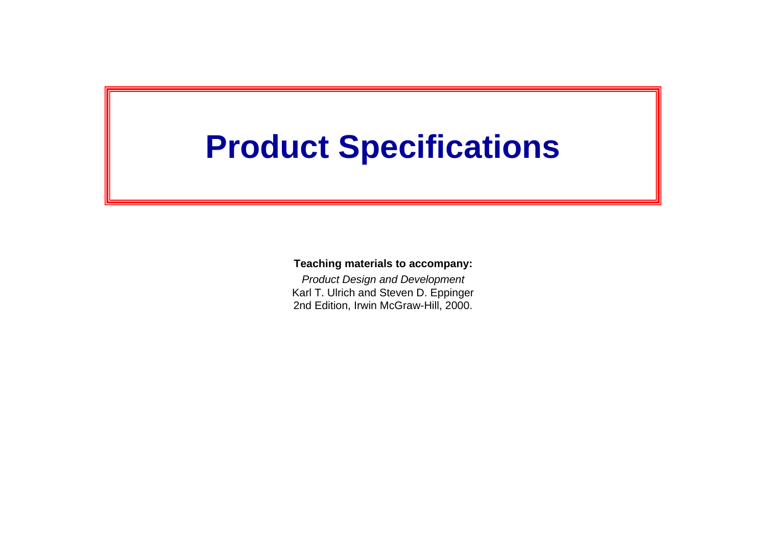# Product Specifications

**Teaching materials to accompany:**

*Product Design and Development*
Karl T. Ulrich and Steven D. Eppinger
2nd Edition, Irwin McGraw-Hill, 2000.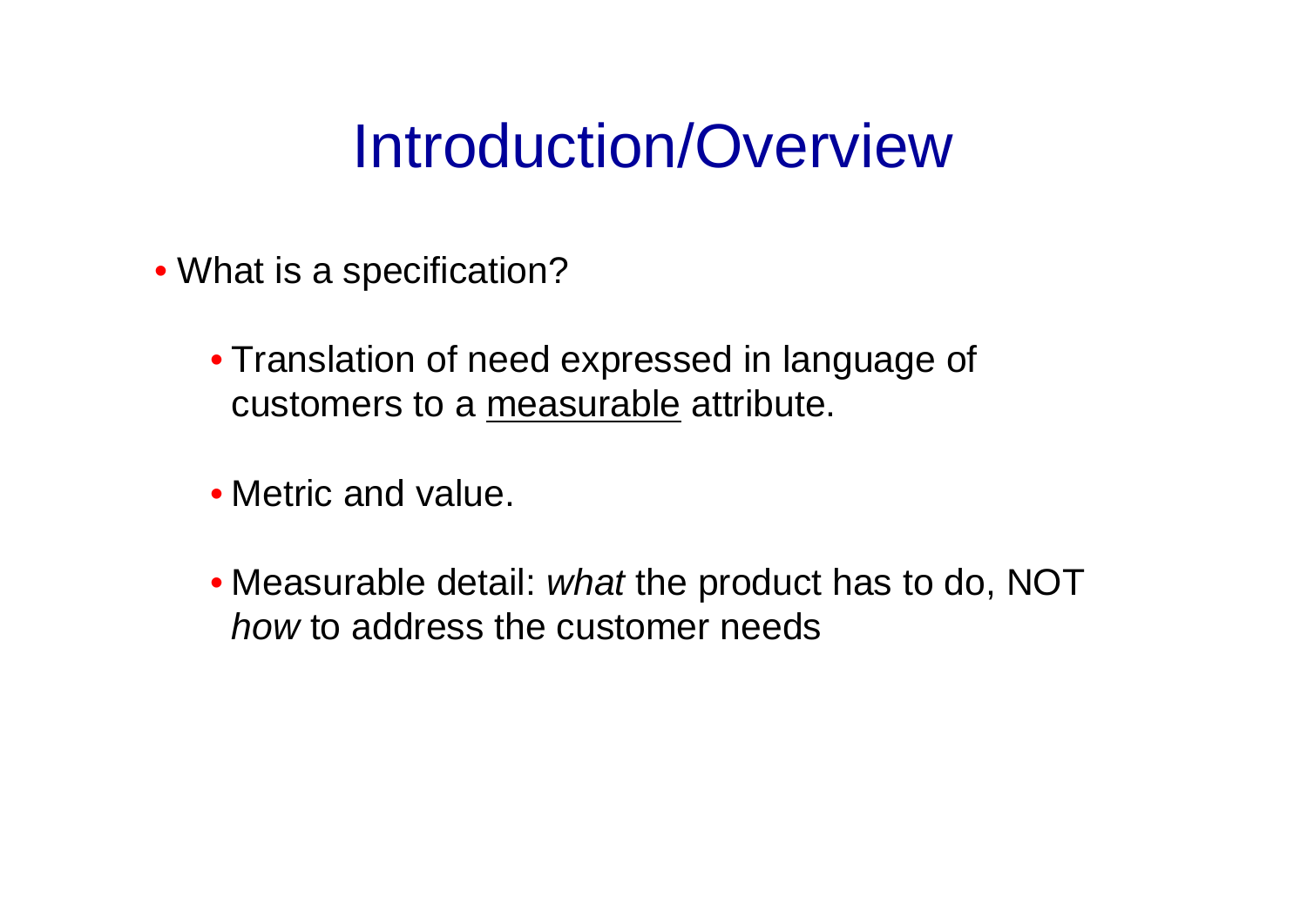# Introduction/Overview

- What is a specification?
  - Translation of need expressed in language of customers to a <u>measurable</u> attribute.
  - Metric and value.
  - Measurable detail: *what* the product has to do, NOT *how* to address the customer needs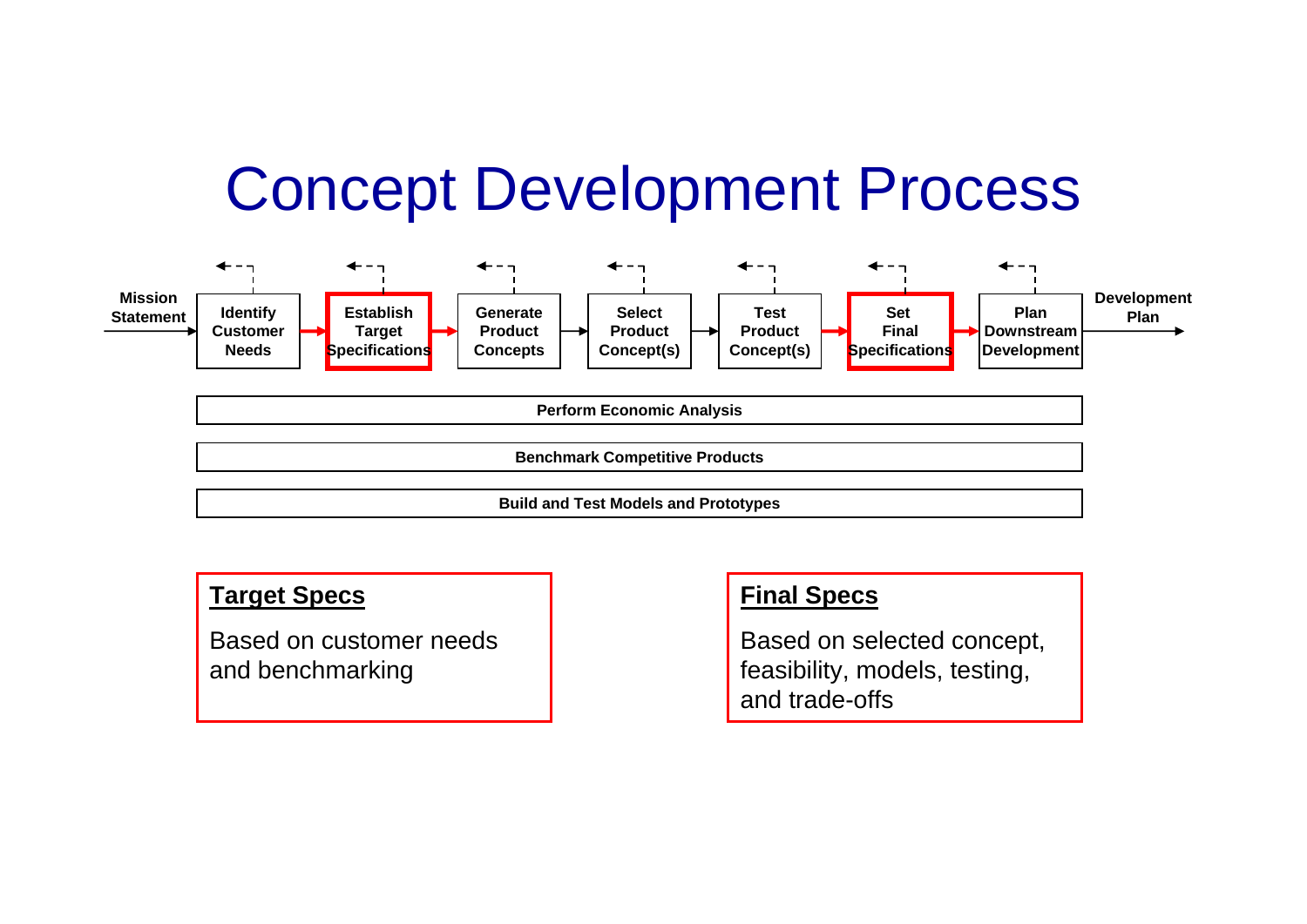# Concept Development Process

Mission Statement → Identify Customer Needs → **Establish Target Specifications** → Generate Product Concepts → Select Product Concept(s) → Test Product Concept(s) → **Set Final Specifications** → Plan Downstream Development → Development Plan

Perform Economic Analysis

Benchmark Competitive Products

Build and Test Models and Prototypes

**Target Specs**

Based on customer needs and benchmarking

**Final Specs**

Based on selected concept, feasibility, models, testing, and trade-offs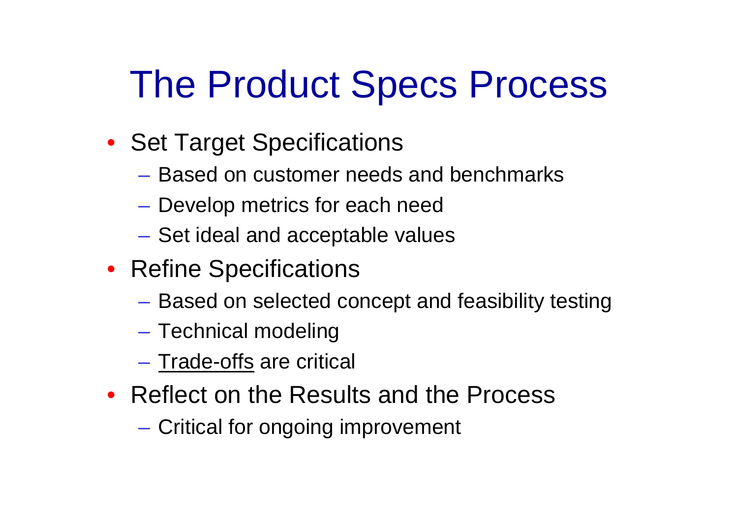# The Product Specs Process

- Set Target Specifications
  - Based on customer needs and benchmarks
  - Develop metrics for each need
  - Set ideal and acceptable values
- Refine Specifications
  - Based on selected concept and feasibility testing
  - Technical modeling
  - <u>Trade-offs</u> are critical
- Reflect on the Results and the Process
  - Critical for ongoing improvement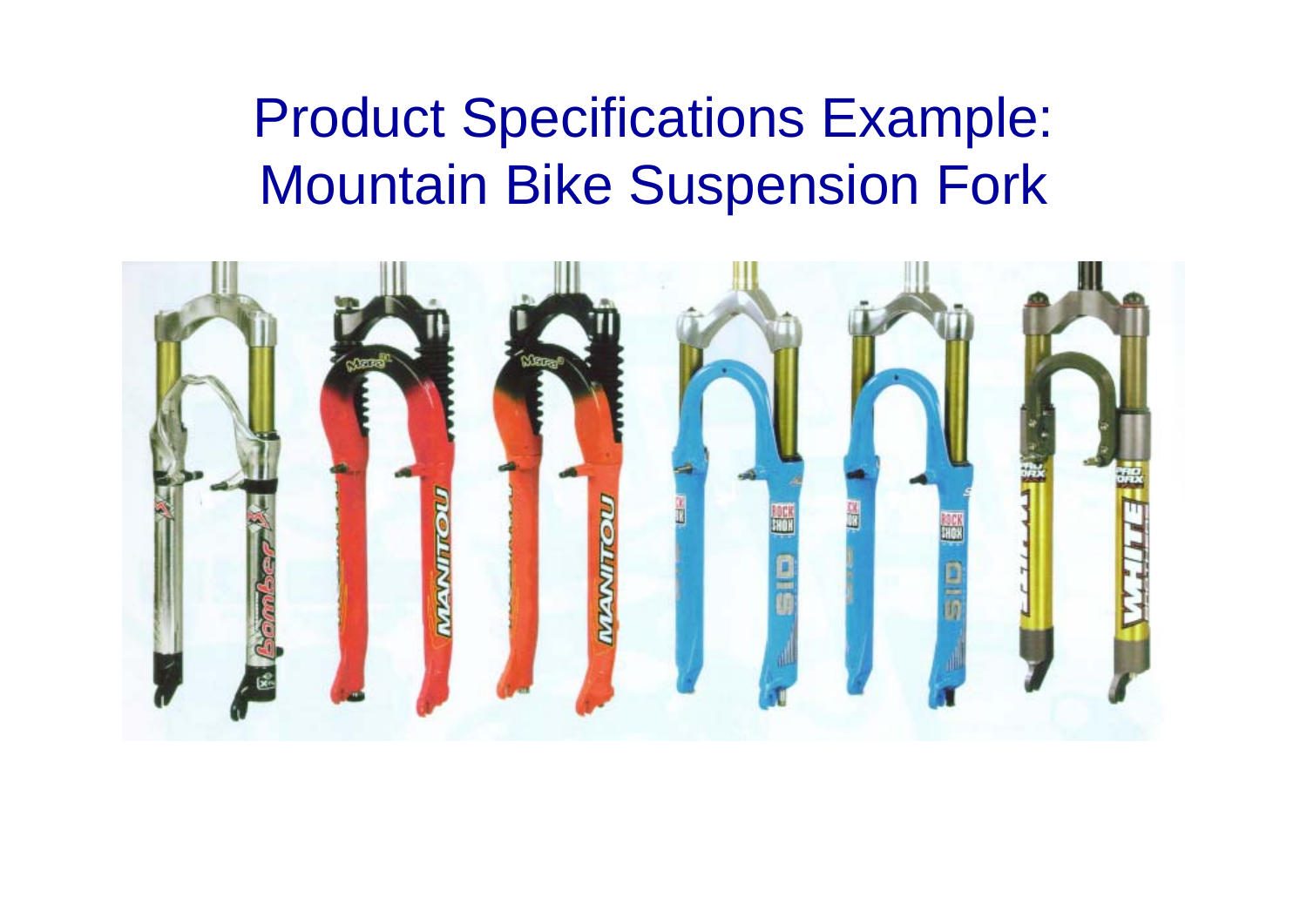# Product Specifications Example: Mountain Bike Suspension Fork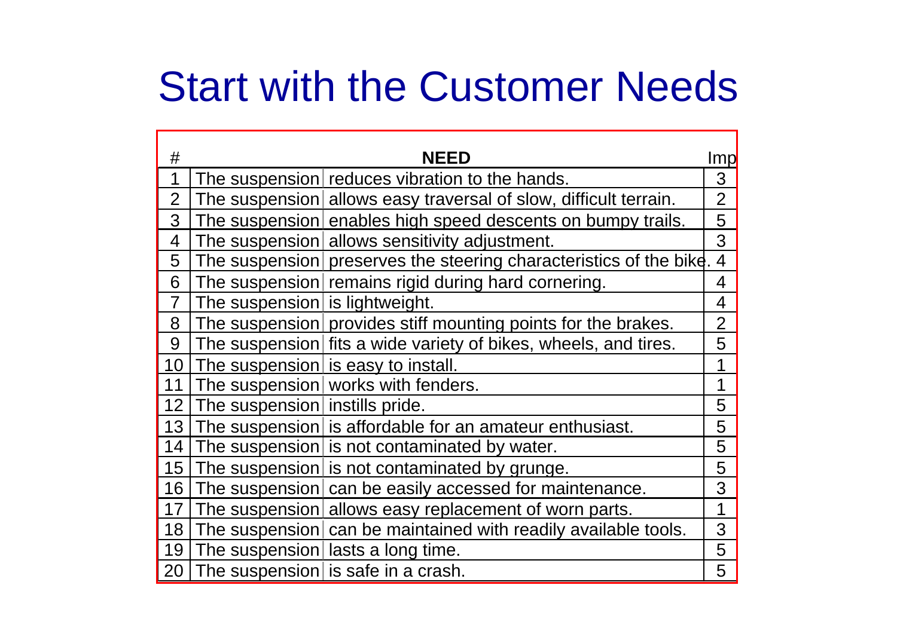# Start with the Customer Needs

| # | | NEED | Imp |
|---|---|---|---|
| 1 | The suspension | reduces vibration to the hands. | 3 |
| 2 | The suspension | allows easy traversal of slow, difficult terrain. | 2 |
| 3 | The suspension | enables high speed descents on bumpy trails. | 5 |
| 4 | The suspension | allows sensitivity adjustment. | 3 |
| 5 | The suspension | preserves the steering characteristics of the bike. | 4 |
| 6 | The suspension | remains rigid during hard cornering. | 4 |
| 7 | The suspension | is lightweight. | 4 |
| 8 | The suspension | provides stiff mounting points for the brakes. | 2 |
| 9 | The suspension | fits a wide variety of bikes, wheels, and tires. | 5 |
| 10 | The suspension | is easy to install. | 1 |
| 11 | The suspension | works with fenders. | 1 |
| 12 | The suspension | instills pride. | 5 |
| 13 | The suspension | is affordable for an amateur enthusiast. | 5 |
| 14 | The suspension | is not contaminated by water. | 5 |
| 15 | The suspension | is not contaminated by grunge. | 5 |
| 16 | The suspension | can be easily accessed for maintenance. | 3 |
| 17 | The suspension | allows easy replacement of worn parts. | 1 |
| 18 | The suspension | can be maintained with readily available tools. | 3 |
| 19 | The suspension | lasts a long time. | 5 |
| 20 | The suspension | is safe in a crash. | 5 |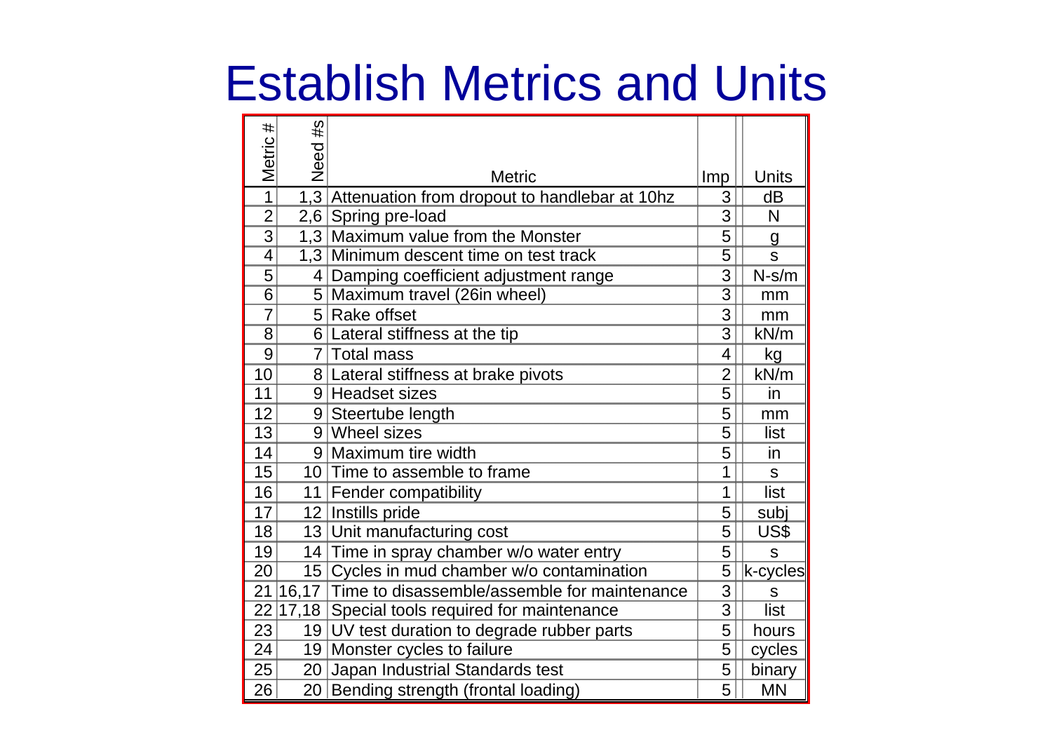# Establish Metrics and Units

| Metric # | Need #s | Metric | Imp | Units |
|---|---|---|---|---|
| 1 | 1,3 | Attenuation from dropout to handlebar at 10hz | 3 | dB |
| 2 | 2,6 | Spring pre-load | 3 | N |
| 3 | 1,3 | Maximum value from the Monster | 5 | g |
| 4 | 1,3 | Minimum descent time on test track | 5 | s |
| 5 | 4 | Damping coefficient adjustment range | 3 | N-s/m |
| 6 | 5 | Maximum travel (26in wheel) | 3 | mm |
| 7 | 5 | Rake offset | 3 | mm |
| 8 | 6 | Lateral stiffness at the tip | 3 | kN/m |
| 9 | 7 | Total mass | 4 | kg |
| 10 | 8 | Lateral stiffness at brake pivots | 2 | kN/m |
| 11 | 9 | Headset sizes | 5 | in |
| 12 | 9 | Steertube length | 5 | mm |
| 13 | 9 | Wheel sizes | 5 | list |
| 14 | 9 | Maximum tire width | 5 | in |
| 15 | 10 | Time to assemble to frame | 1 | s |
| 16 | 11 | Fender compatibility | 1 | list |
| 17 | 12 | Instills pride | 5 | subj |
| 18 | 13 | Unit manufacturing cost | 5 | US$ |
| 19 | 14 | Time in spray chamber w/o water entry | 5 | s |
| 20 | 15 | Cycles in mud chamber w/o contamination | 5 | k-cycles |
| 21 | 16,17 | Time to disassemble/assemble for maintenance | 3 | s |
| 22 | 17,18 | Special tools required for maintenance | 3 | list |
| 23 | 19 | UV test duration to degrade rubber parts | 5 | hours |
| 24 | 19 | Monster cycles to failure | 5 | cycles |
| 25 | 20 | Japan Industrial Standards test | 5 | binary |
| 26 | 20 | Bending strength (frontal loading) | 5 | MN |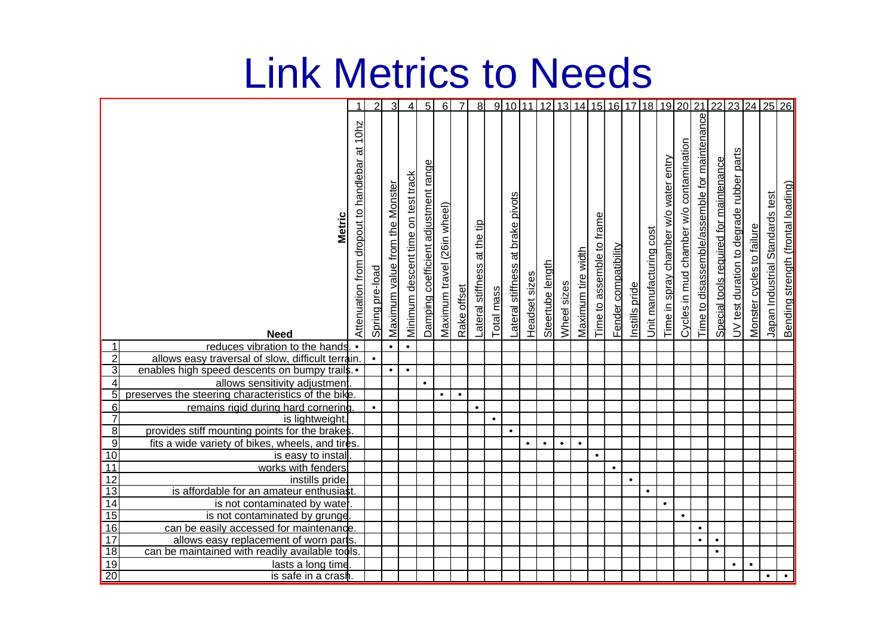# Link Metrics to Needs

| # | Need \ Metric | 1 Attenuation from dropout to handlebar at 10hz | 2 Spring pre-load | 3 Maximum value from the Monster | 4 Minimum descent time on test track | 5 Damping coefficient adjustment range | 6 Maximum travel (26in wheel) | 7 Rake offset | 8 Lateral stiffness at the tip | 9 Total mass | 10 Lateral stiffness at brake pivots | 11 Headset sizes | 12 Steertube length | 13 Wheel sizes | 14 Maximum tire width | 15 Time to assemble to frame | 16 Fender compatibility | 17 Instills pride | 18 Unit manufacturing cost | 19 Time in spray chamber w/o water entry | 20 Cycles in mud chamber w/o contamination | 21 Time to disassemble/assemble for maintenance | 22 Special tools required for maintenance | 23 UV test duration to degrade rubber parts | 24 Monster cycles to failure | 25 Japan Industrial Standards test | 26 Bending strength (frontal loading) |
|---|---|---|---|---|---|---|---|---|---|---|---|---|---|---|---|---|---|---|---|---|---|---|---|---|---|---|---|
| 1 | reduces vibration to the hands. | • | | • | • | | | | | | | | | | | | | | | | | | | | | | |
| 2 | allows easy traversal of slow, difficult terrain. | | • | | | | | | | | | | | | | | | | | | | | | | | | |
| 3 | enables high speed descents on bumpy trails. | • | | • | • | | | | | | | | | | | | | | | | | | | | | | |
| 4 | allows sensitivity adjustment. | | | | | • | | | | | | | | | | | | | | | | | | | | | |
| 5 | preserves the steering characteristics of the bike. | | | | | | • | • | | | | | | | | | | | | | | | | | | | |
| 6 | remains rigid during hard cornering. | | • | | | | | | • | | | | | | | | | | | | | | | | | | |
| 7 | is lightweight. | | | | | | | | | • | | | | | | | | | | | | | | | | | |
| 8 | provides stiff mounting points for the brakes. | | | | | | | | | | • | | | | | | | | | | | | | | | | |
| 9 | fits a wide variety of bikes, wheels, and tires. | | | | | | | | | | | • | • | • | • | | | | | | | | | | | | |
| 10 | is easy to install. | | | | | | | | | | | | | | | • | | | | | | | | | | | |
| 11 | works with fenders. | | | | | | | | | | | | | | | | • | | | | | | | | | | |
| 12 | instills pride. | | | | | | | | | | | | | | | | | • | | | | | | | | | |
| 13 | is affordable for an amateur enthusiast. | | | | | | | | | | | | | | | | | | • | | | | | | | | |
| 14 | is not contaminated by water. | | | | | | | | | | | | | | | | | | | • | | | | | | | |
| 15 | is not contaminated by grunge. | | | | | | | | | | | | | | | | | | | | • | | | | | | |
| 16 | can be easily accessed for maintenance. | | | | | | | | | | | | | | | | | | | | | • | | | | | |
| 17 | allows easy replacement of worn parts. | | | | | | | | | | | | | | | | | | | | | • | • | | | | |
| 18 | can be maintained with readily available tools. | | | | | | | | | | | | | | | | | | | | | | • | | | | |
| 19 | lasts a long time. | | | | | | | | | | | | | | | | | | | | | | | • | • | | |
| 20 | is safe in a crash. | | | | | | | | | | | | | | | | | | | | | | | | | • | • |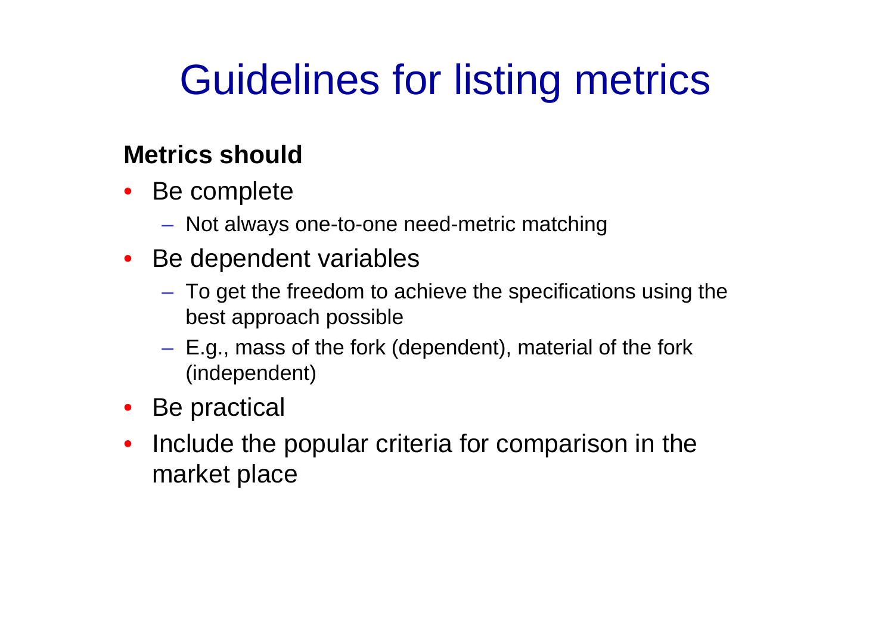# Guidelines for listing metrics

**Metrics should**

- Be complete
  - Not always one-to-one need-metric matching
- Be dependent variables
  - To get the freedom to achieve the specifications using the best approach possible
  - E.g., mass of the fork (dependent), material of the fork (independent)
- Be practical
- Include the popular criteria for comparison in the market place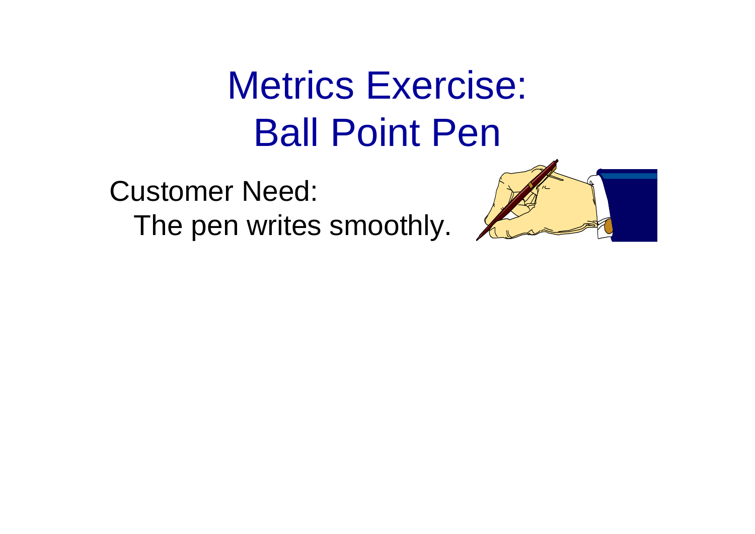# Metrics Exercise: Ball Point Pen

Customer Need:

The pen writes smoothly.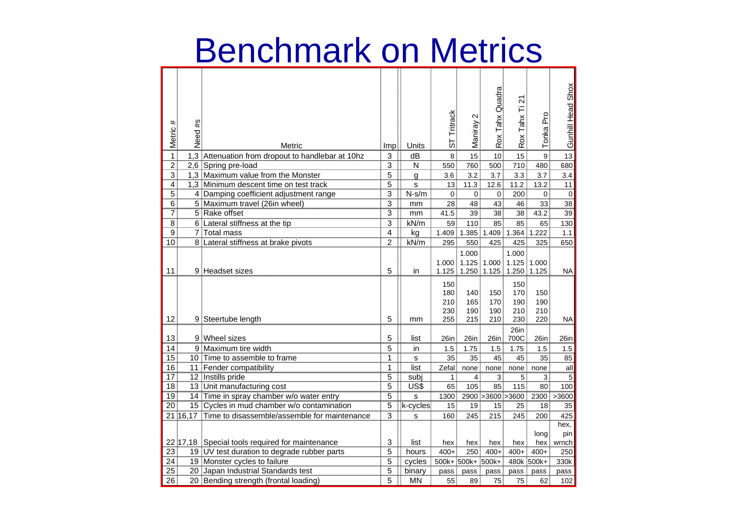# Benchmark on Metrics

| Metric # | Need #s | Metric | Imp | Units | ST Tritrack | Maniray 2 | Rox Tahx Quadra | Rox Tahx Ti 21 | Tonka Pro | Gunhill Head Shox |
|---|---|---|---|---|---|---|---|---|---|---|
| 1 | 1,3 | Attenuation from dropout to handlebar at 10hz | 3 | dB | 8 | 15 | 10 | 15 | 9 | 13 |
| 2 | 2,6 | Spring pre-load | 3 | N | 550 | 760 | 500 | 710 | 480 | 680 |
| 3 | 1,3 | Maximum value from the Monster | 5 | g | 3.6 | 3.2 | 3.7 | 3.3 | 3.7 | 3.4 |
| 4 | 1,3 | Minimum descent time on test track | 5 | s | 13 | 11.3 | 12.6 | 11.2 | 13.2 | 11 |
| 5 | 4 | Damping coefficient adjustment range | 3 | N-s/m | 0 | 0 | 0 | 200 | 0 | 0 |
| 6 | 5 | Maximum travel (26in wheel) | 3 | mm | 28 | 48 | 43 | 46 | 33 | 38 |
| 7 | 5 | Rake offset | 3 | mm | 41.5 | 39 | 38 | 38 | 43.2 | 39 |
| 8 | 6 | Lateral stiffness at the tip | 3 | kN/m | 59 | 110 | 85 | 85 | 65 | 130 |
| 9 | 7 | Total mass | 4 | kg | 1.409 | 1.385 | 1.409 | 1.364 | 1.222 | 1.1 |
| 10 | 8 | Lateral stiffness at brake pivots | 2 | kN/m | 295 | 550 | 425 | 425 | 325 | 650 |
| 11 | 9 | Headset sizes | 5 | in | 1.000 1.125 | 1.000 1.125 1.250 | 1.000 1.125 | 1.000 1.125 1.250 | 1.000 1.125 | NA |
| 12 | 9 | Steertube length | 5 | mm | 150 180 210 230 255 | 140 165 190 215 | 150 170 190 210 | 150 170 190 210 230 | 150 190 210 220 | NA |
| 13 | 9 | Wheel sizes | 5 | list | 26in | 26in | 26in | 26in 700C | 26in | 26in |
| 14 | 9 | Maximum tire width | 5 | in | 1.5 | 1.75 | 1.5 | 1.75 | 1.5 | 1.5 |
| 15 | 10 | Time to assemble to frame | 1 | s | 35 | 35 | 45 | 45 | 35 | 85 |
| 16 | 11 | Fender compatibility | 1 | list | Zefal | none | none | none | none | all |
| 17 | 12 | Instills pride | 5 | subj | 1 | 4 | 3 | 5 | 3 | 5 |
| 18 | 13 | Unit manufacturing cost | 5 | US$ | 65 | 105 | 85 | 115 | 80 | 100 |
| 19 | 14 | Time in spray chamber w/o water entry | 5 | s | 1300 | 2900 | >3600 | >3600 | 2300 | >3600 |
| 20 | 15 | Cycles in mud chamber w/o contamination | 5 | k-cycles | 15 | 19 | 15 | 25 | 18 | 35 |
| 21 | 16,17 | Time to disassemble/assemble for maintenance | 3 | s | 160 | 245 | 215 | 245 | 200 | 425 |
| 22 | 17,18 | Special tools required for maintenance | 3 | list | hex | hex | hex | hex | long hex | hex, pin wrnch |
| 23 | 19 | UV test duration to degrade rubber parts | 5 | hours | 400+ | 250 | 400+ | 400+ | 400+ | 250 |
| 24 | 19 | Monster cycles to failure | 5 | cycles | 500k+ | 500k+ | 500k+ | 480k | 500k+ | 330k |
| 25 | 20 | Japan Industrial Standards test | 5 | binary | pass | pass | pass | pass | pass | pass |
| 26 | 20 | Bending strength (frontal loading) | 5 | MN | 55 | 89 | 75 | 75 | 62 | 102 |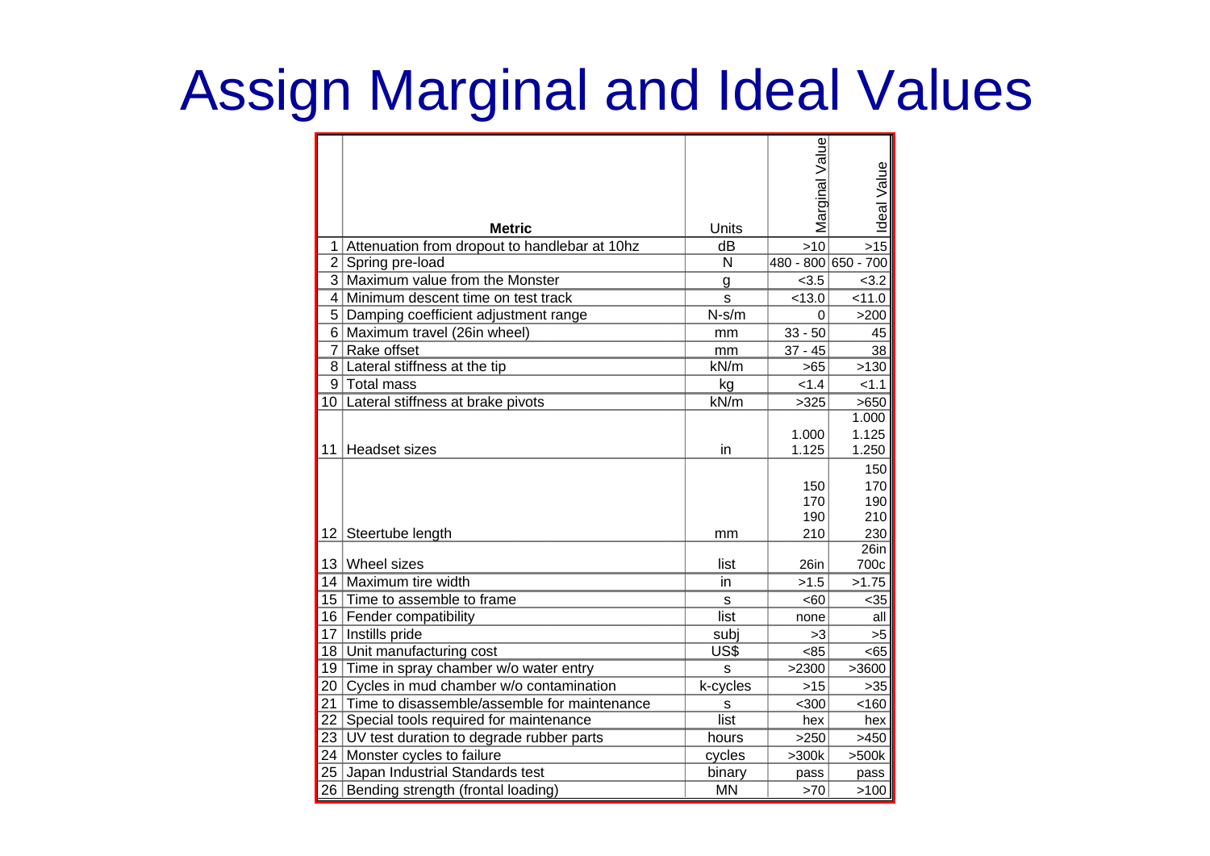# Assign Marginal and Ideal Values

| | Metric | Units | Marginal Value | Ideal Value |
|---|---|---|---|---|
| 1 | Attenuation from dropout to handlebar at 10hz | dB | >10 | >15 |
| 2 | Spring pre-load | N | 480 - 800 | 650 - 700 |
| 3 | Maximum value from the Monster | g | <3.5 | <3.2 |
| 4 | Minimum descent time on test track | s | <13.0 | <11.0 |
| 5 | Damping coefficient adjustment range | N-s/m | 0 | >200 |
| 6 | Maximum travel (26in wheel) | mm | 33 - 50 | 45 |
| 7 | Rake offset | mm | 37 - 45 | 38 |
| 8 | Lateral stiffness at the tip | kN/m | >65 | >130 |
| 9 | Total mass | kg | <1.4 | <1.1 |
| 10 | Lateral stiffness at brake pivots | kN/m | >325 | >650 |
| 11 | Headset sizes | in | 1.000<br>1.125 | 1.000<br>1.125<br>1.250 |
| 12 | Steertube length | mm | 150<br>170<br>190<br>210 | 150<br>170<br>190<br>210<br>230 |
| 13 | Wheel sizes | list | 26in | 26in<br>700c |
| 14 | Maximum tire width | in | >1.5 | >1.75 |
| 15 | Time to assemble to frame | s | <60 | <35 |
| 16 | Fender compatibility | list | none | all |
| 17 | Instills pride | subj | >3 | >5 |
| 18 | Unit manufacturing cost | US$ | <85 | <65 |
| 19 | Time in spray chamber w/o water entry | s | >2300 | >3600 |
| 20 | Cycles in mud chamber w/o contamination | k-cycles | >15 | >35 |
| 21 | Time to disassemble/assemble for maintenance | s | <300 | <160 |
| 22 | Special tools required for maintenance | list | hex | hex |
| 23 | UV test duration to degrade rubber parts | hours | >250 | >450 |
| 24 | Monster cycles to failure | cycles | >300k | >500k |
| 25 | Japan Industrial Standards test | binary | pass | pass |
| 26 | Bending strength (frontal loading) | MN | >70 | >100 |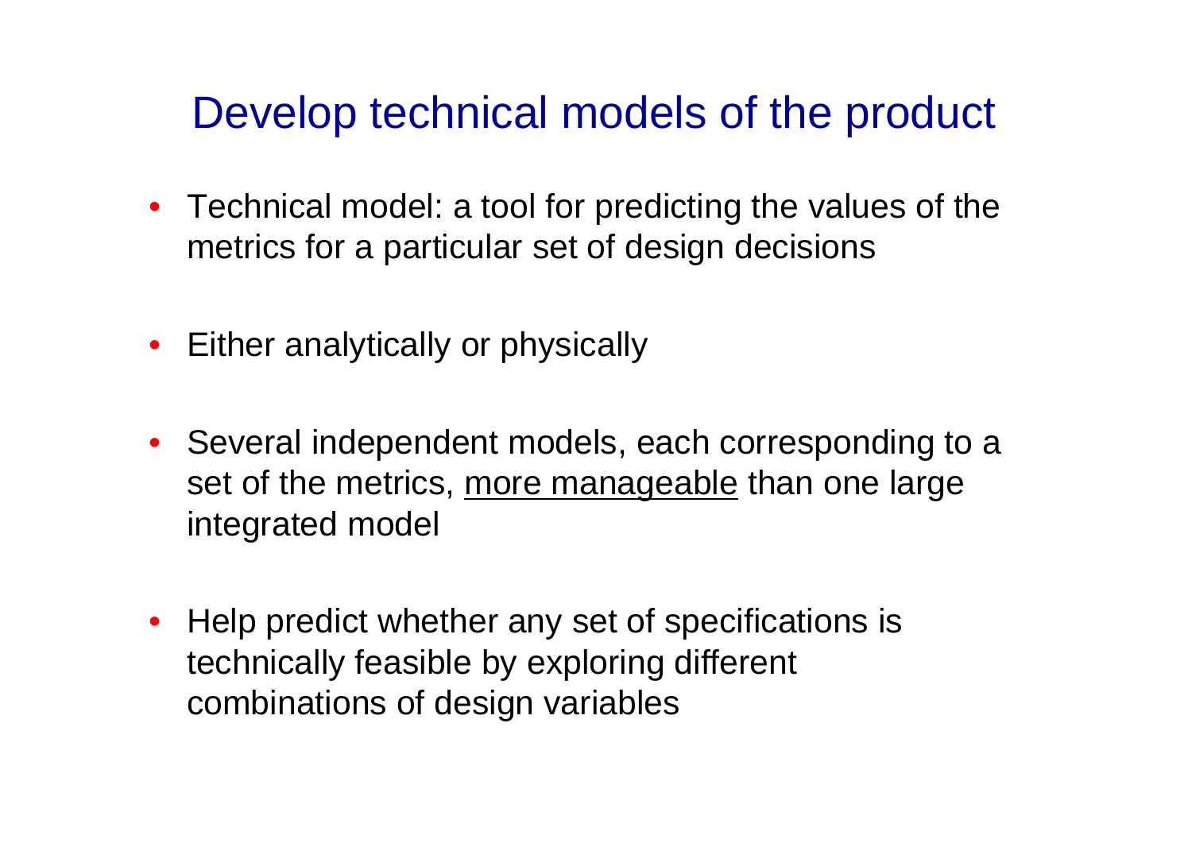# Develop technical models of the product

- Technical model: a tool for predicting the values of the metrics for a particular set of design decisions
- Either analytically or physically
- Several independent models, each corresponding to a set of the metrics, <u>more manageable</u> than one large integrated model
- Help predict whether any set of specifications is technically feasible by exploring different combinations of design variables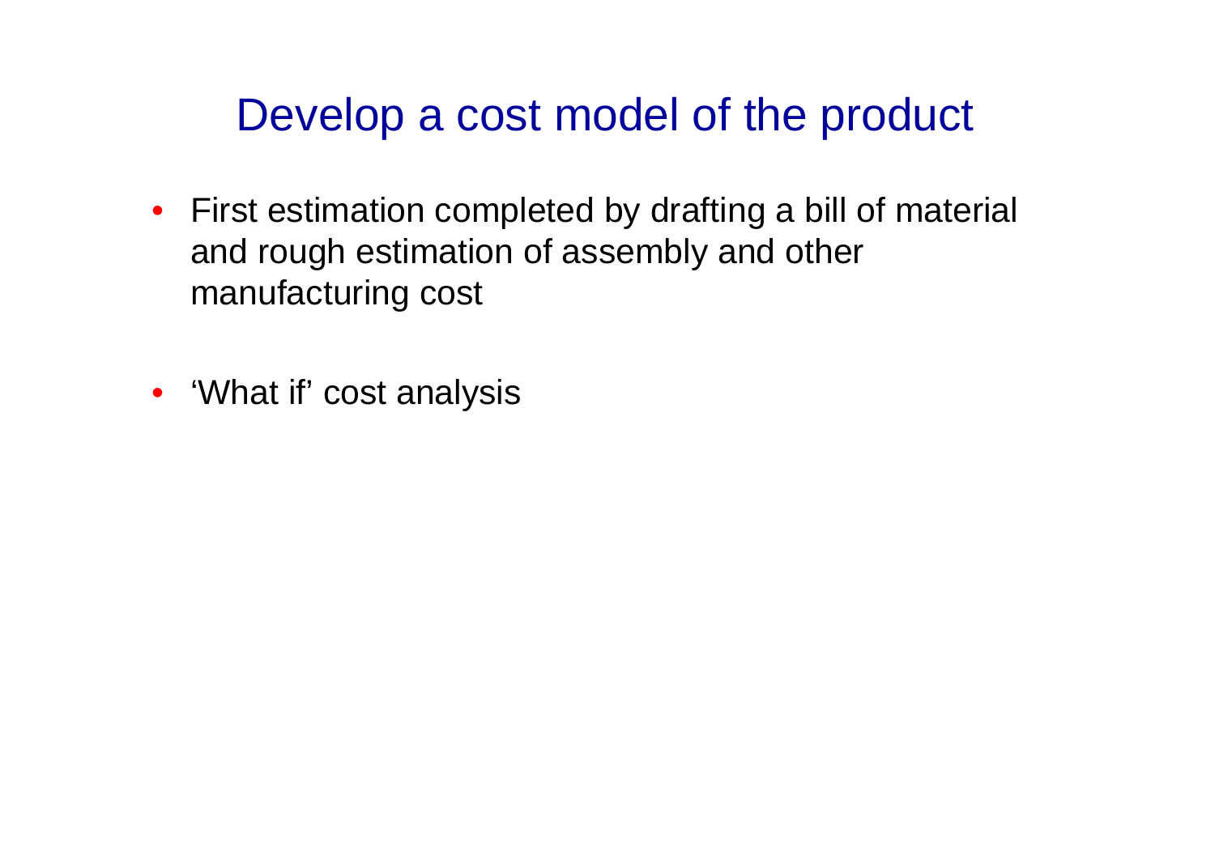# Develop a cost model of the product

- First estimation completed by drafting a bill of material and rough estimation of assembly and other manufacturing cost
- 'What if' cost analysis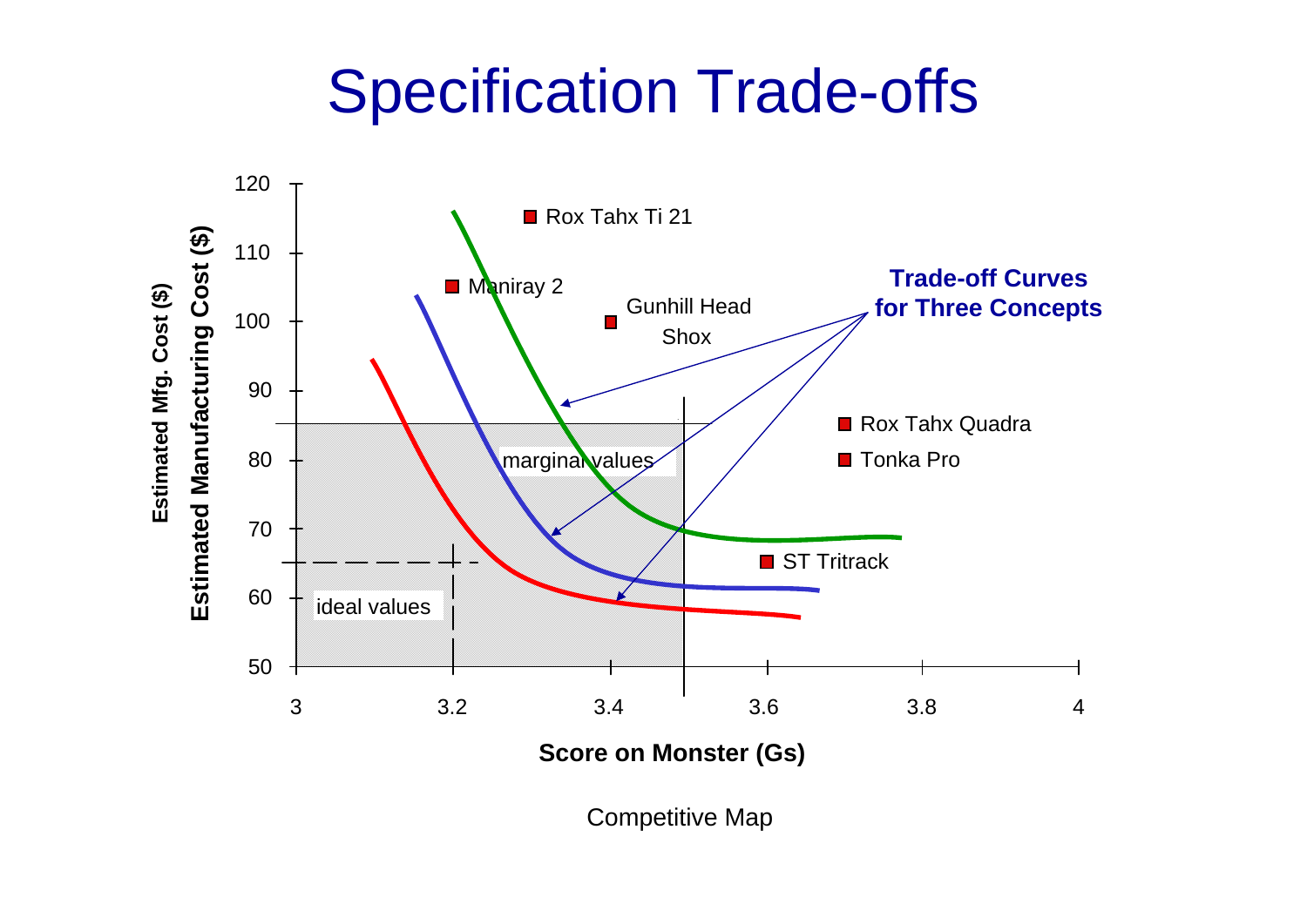# Specification Trade-offs

Estimated Mfg. Cost ($)

Estimated Manufacturing Cost ($)

Score on Monster (Gs)

- Rox Tahx Ti 21
- Maniray 2
- Gunhill Head Shox
- Rox Tahx Quadra
- Tonka Pro
- ST Tritrack

**Trade-off Curves for Three Concepts**

marginal values

ideal values

Competitive Map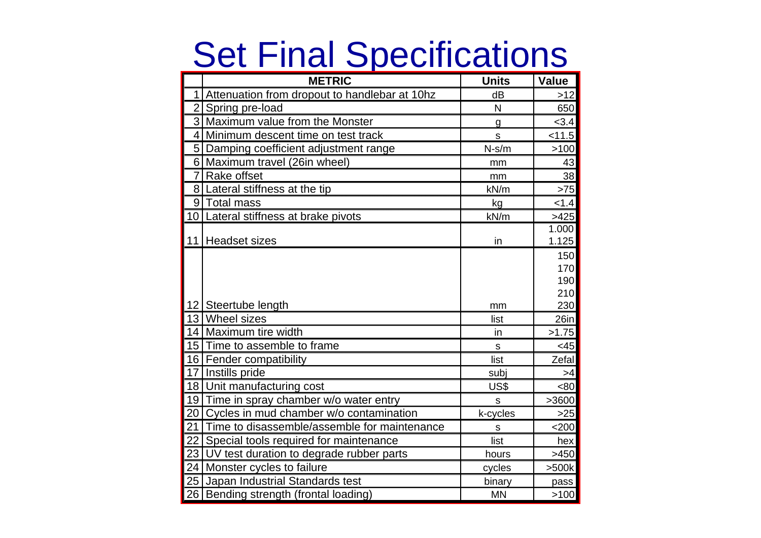# Set Final Specifications

| | METRIC | Units | Value |
|---|---|---|---|
| 1 | Attenuation from dropout to handlebar at 10hz | dB | >12 |
| 2 | Spring pre-load | N | 650 |
| 3 | Maximum value from the Monster | g | <3.4 |
| 4 | Minimum descent time on test track | s | <11.5 |
| 5 | Damping coefficient adjustment range | N-s/m | >100 |
| 6 | Maximum travel (26in wheel) | mm | 43 |
| 7 | Rake offset | mm | 38 |
| 8 | Lateral stiffness at the tip | kN/m | >75 |
| 9 | Total mass | kg | <1.4 |
| 10 | Lateral stiffness at brake pivots | kN/m | >425 |
| 11 | Headset sizes | in | 1.000<br>1.125 |
| 12 | Steertube length | mm | 150<br>170<br>190<br>210<br>230 |
| 13 | Wheel sizes | list | 26in |
| 14 | Maximum tire width | in | >1.75 |
| 15 | Time to assemble to frame | s | <45 |
| 16 | Fender compatibility | list | Zefal |
| 17 | Instills pride | subj | >4 |
| 18 | Unit manufacturing cost | US$ | <80 |
| 19 | Time in spray chamber w/o water entry | s | >3600 |
| 20 | Cycles in mud chamber w/o contamination | k-cycles | >25 |
| 21 | Time to disassemble/assemble for maintenance | s | <200 |
| 22 | Special tools required for maintenance | list | hex |
| 23 | UV test duration to degrade rubber parts | hours | >450 |
| 24 | Monster cycles to failure | cycles | >500k |
| 25 | Japan Industrial Standards test | binary | pass |
| 26 | Bending strength (frontal loading) | MN | >100 |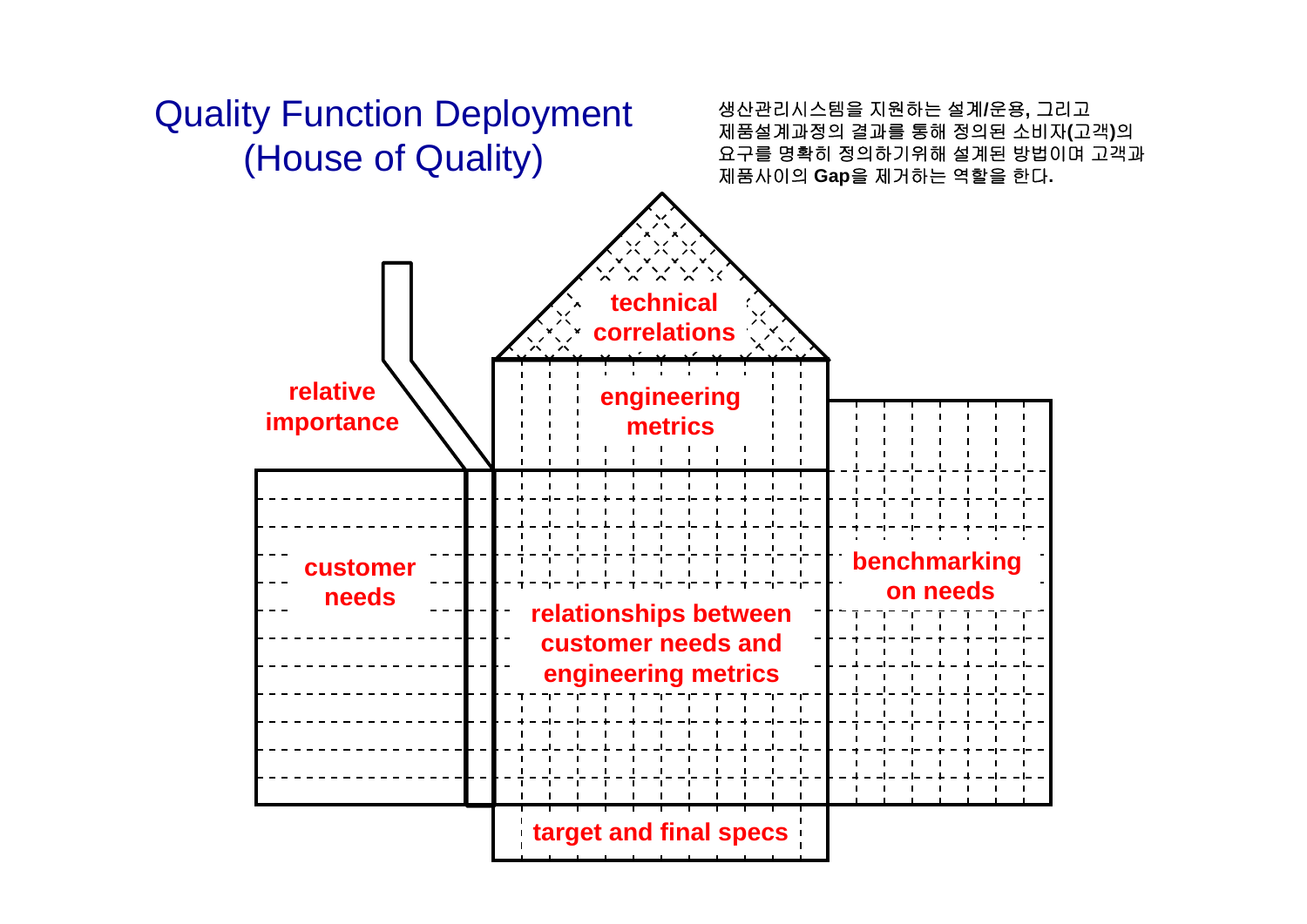# Quality Function Deployment (House of Quality)

생산관리시스템을 지원하는 설계/운용, 그리고 제품설계과정의 결과를 통해 정의된 소비자(고객)의 요구를 명확히 정의하기위해 설계된 방법이며 고객과 제품사이의 **Gap**을 제거하는 역할을 한다.

- technical correlations
- engineering metrics
- relative importance
- customer needs
- relationships between customer needs and engineering metrics
- benchmarking on needs
- target and final specs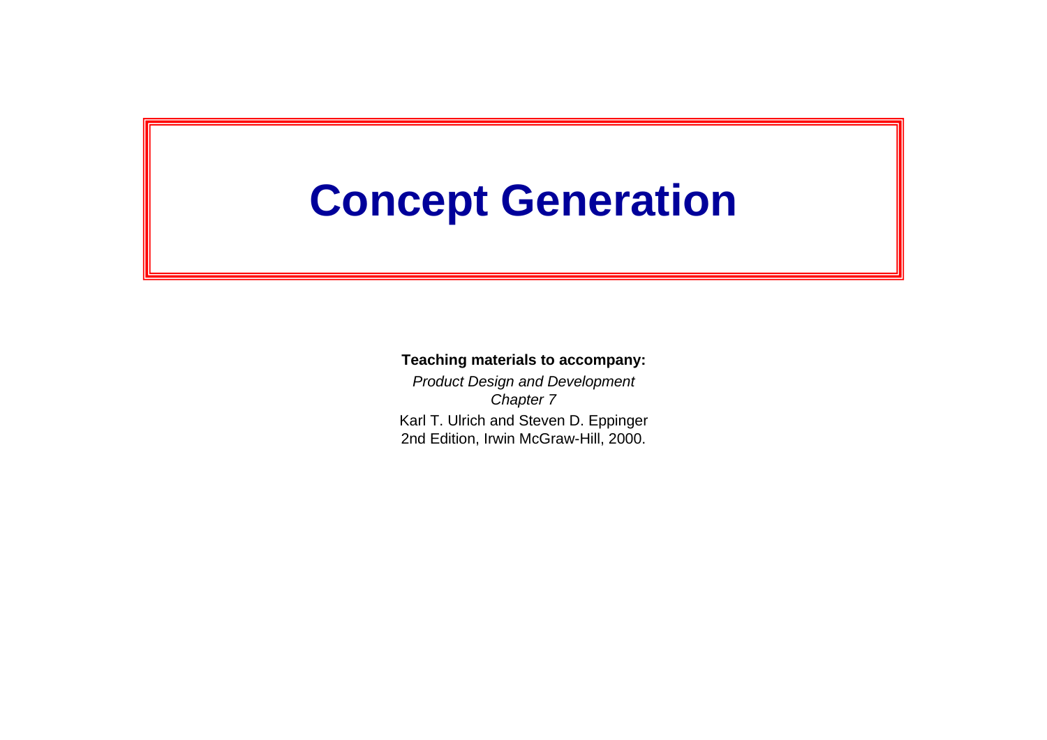# Concept Generation

**Teaching materials to accompany:**

*Product Design and Development*
*Chapter 7*
Karl T. Ulrich and Steven D. Eppinger
2nd Edition, Irwin McGraw-Hill, 2000.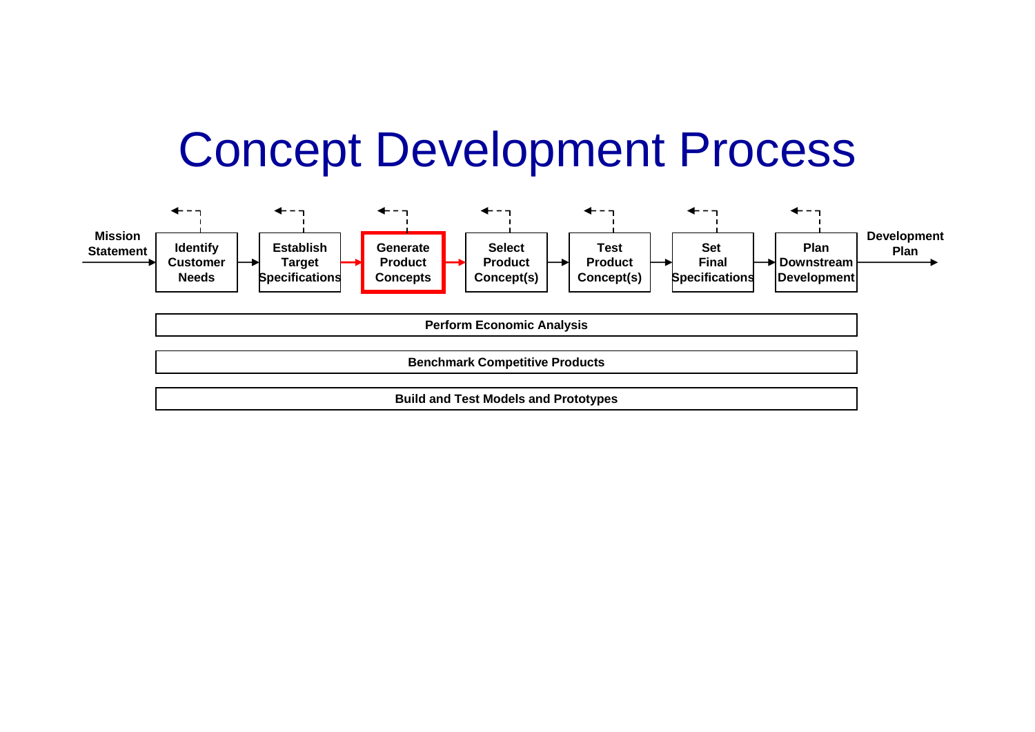# Concept Development Process

Mission Statement → Identify Customer Needs → Establish Target Specifications → **Generate Product Concepts** → Select Product Concept(s) → Test Product Concept(s) → Set Final Specifications → Plan Downstream Development → Development Plan

Perform Economic Analysis

Benchmark Competitive Products

Build and Test Models and Prototypes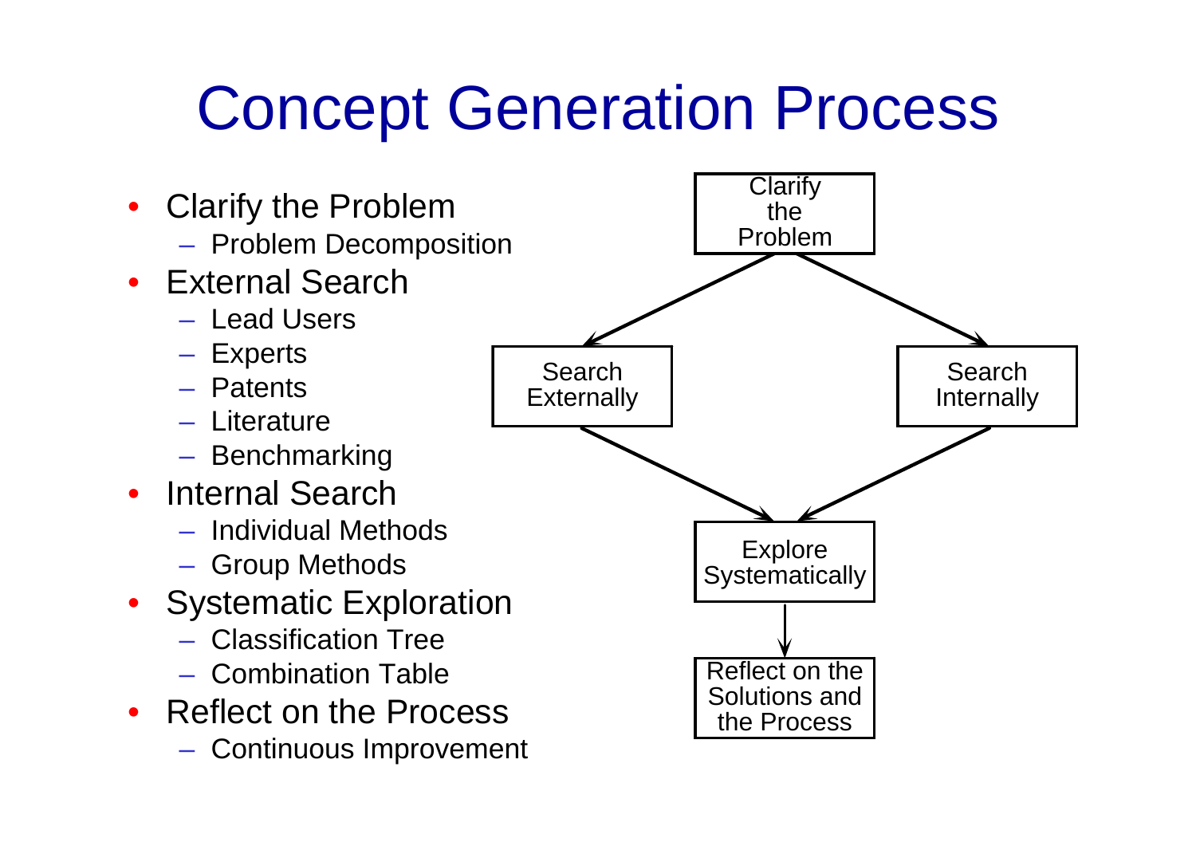# Concept Generation Process

- Clarify the Problem
  - Problem Decomposition
- External Search
  - Lead Users
  - Experts
  - Patents
  - Literature
  - Benchmarking
- Internal Search
  - Individual Methods
  - Group Methods
- Systematic Exploration
  - Classification Tree
  - Combination Table
- Reflect on the Process
  - Continuous Improvement

Clarify the Problem → Search Externally / Search Internally → Explore Systematically → Reflect on the Solutions and the Process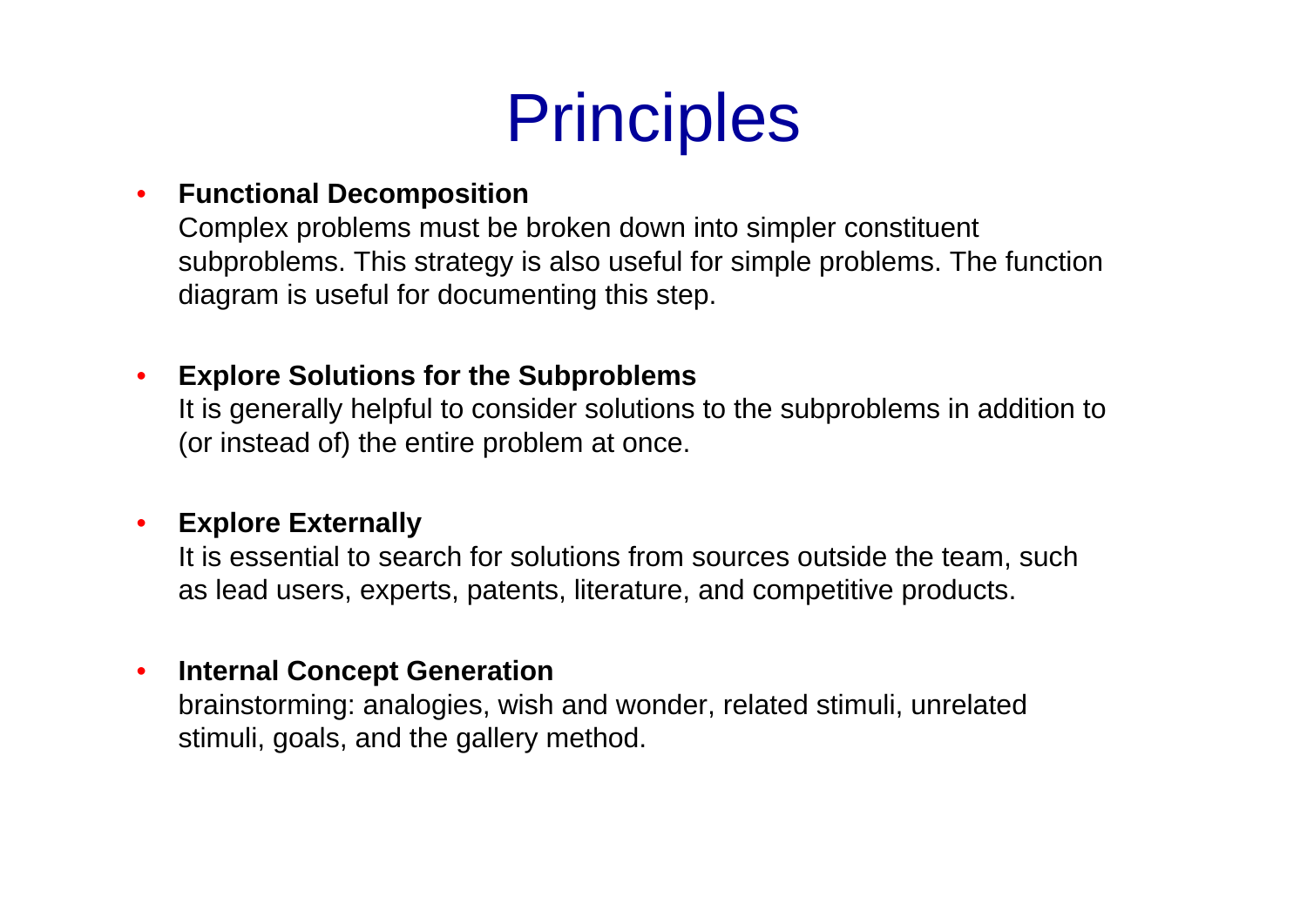# Principles

- **Functional Decomposition**
  Complex problems must be broken down into simpler constituent subproblems. This strategy is also useful for simple problems. The function diagram is useful for documenting this step.

- **Explore Solutions for the Subproblems**
  It is generally helpful to consider solutions to the subproblems in addition to (or instead of) the entire problem at once.

- **Explore Externally**
  It is essential to search for solutions from sources outside the team, such as lead users, experts, patents, literature, and competitive products.

- **Internal Concept Generation**
  brainstorming: analogies, wish and wonder, related stimuli, unrelated stimuli, goals, and the gallery method.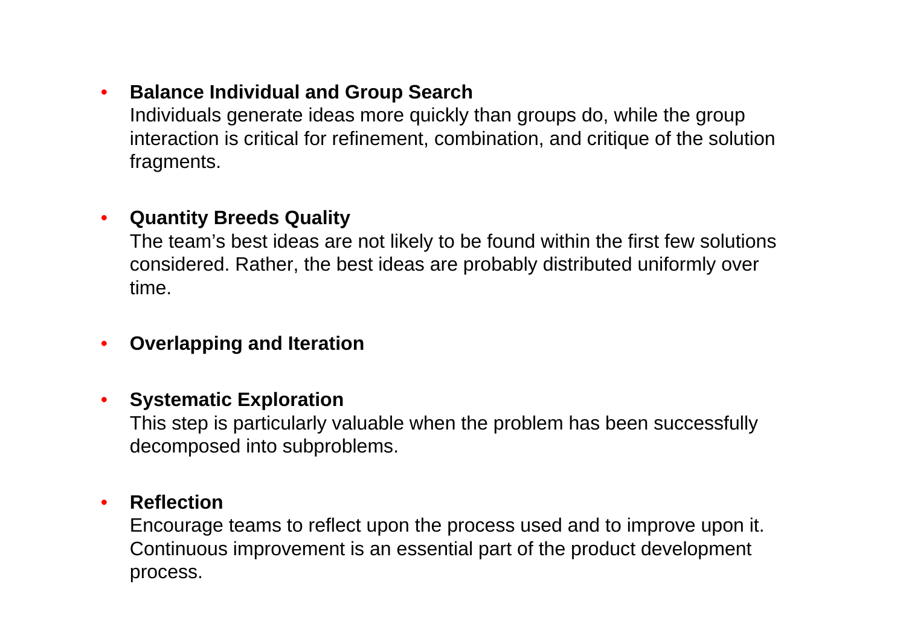- **Balance Individual and Group Search**
  Individuals generate ideas more quickly than groups do, while the group interaction is critical for refinement, combination, and critique of the solution fragments.

- **Quantity Breeds Quality**
  The team's best ideas are not likely to be found within the first few solutions considered. Rather, the best ideas are probably distributed uniformly over time.

- **Overlapping and Iteration**

- **Systematic Exploration**
  This step is particularly valuable when the problem has been successfully decomposed into subproblems.

- **Reflection**
  Encourage teams to reflect upon the process used and to improve upon it. Continuous improvement is an essential part of the product development process.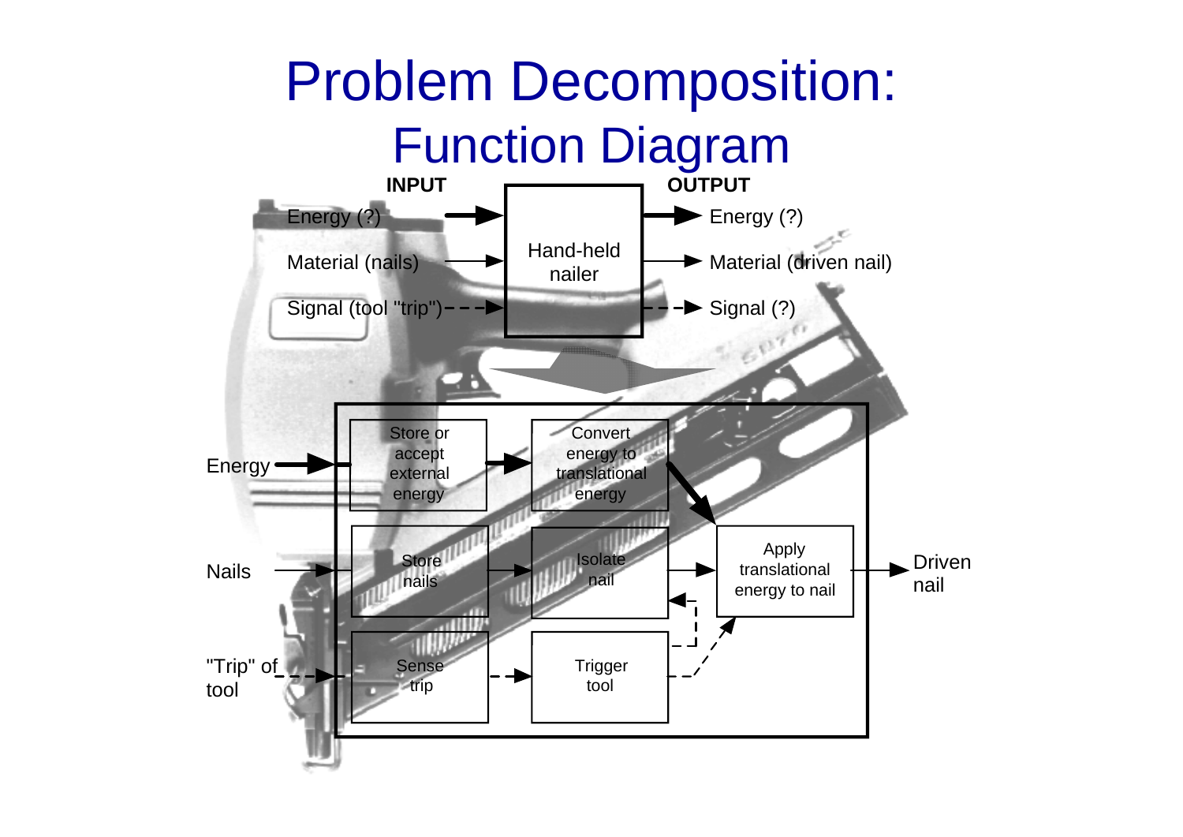# Problem Decomposition: Function Diagram

**INPUT**

- Energy (?)
- Material (nails)
- Signal (tool "trip")

Hand-held nailer

**OUTPUT**

- Energy (?)
- Material (driven nail)
- Signal (?)

Energy → Store or accept external energy → Convert energy to translational energy → Apply translational energy to nail

Nails → Store nails → Isolate nail → Apply translational energy to nail → Driven nail

"Trip" of tool → Sense trip → Trigger tool → Isolate nail; Apply translational energy to nail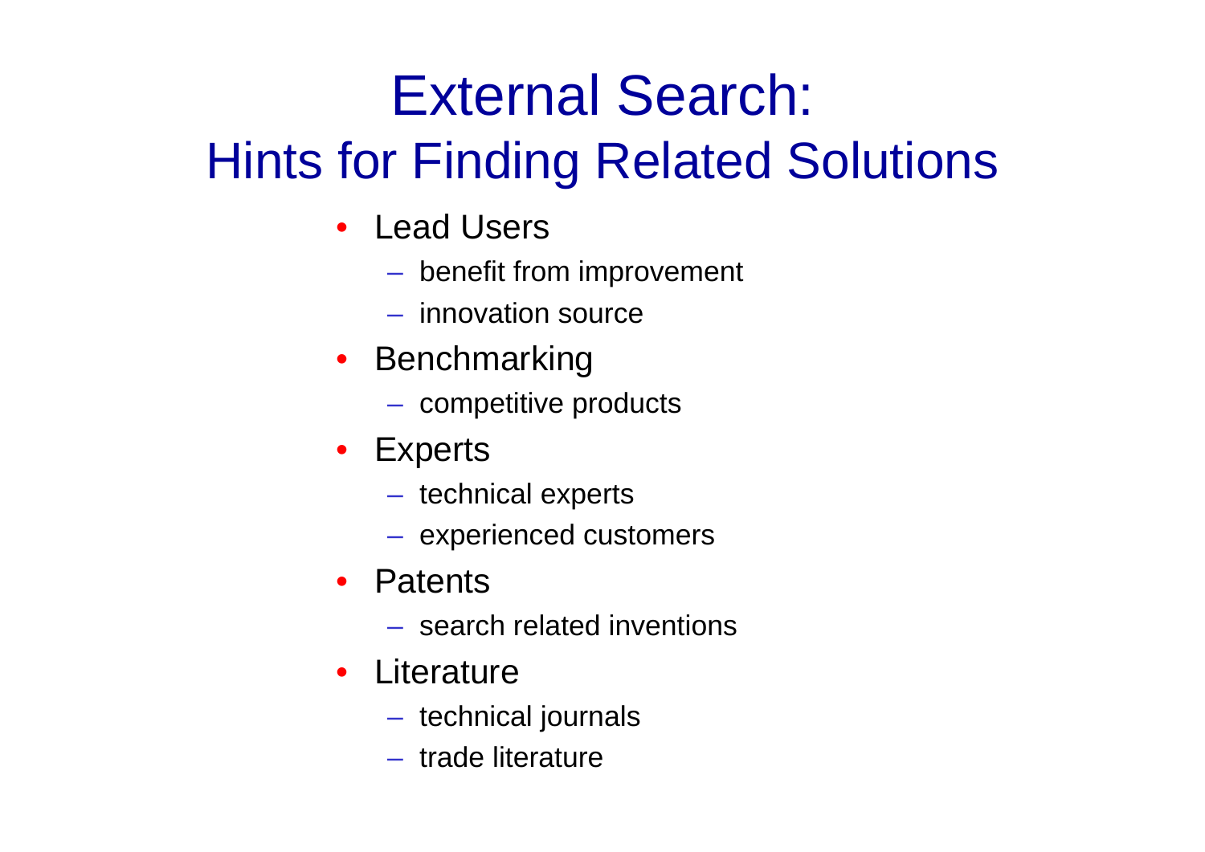# External Search:
## Hints for Finding Related Solutions

- Lead Users
  - benefit from improvement
  - innovation source
- Benchmarking
  - competitive products
- Experts
  - technical experts
  - experienced customers
- Patents
  - search related inventions
- Literature
  - technical journals
  - trade literature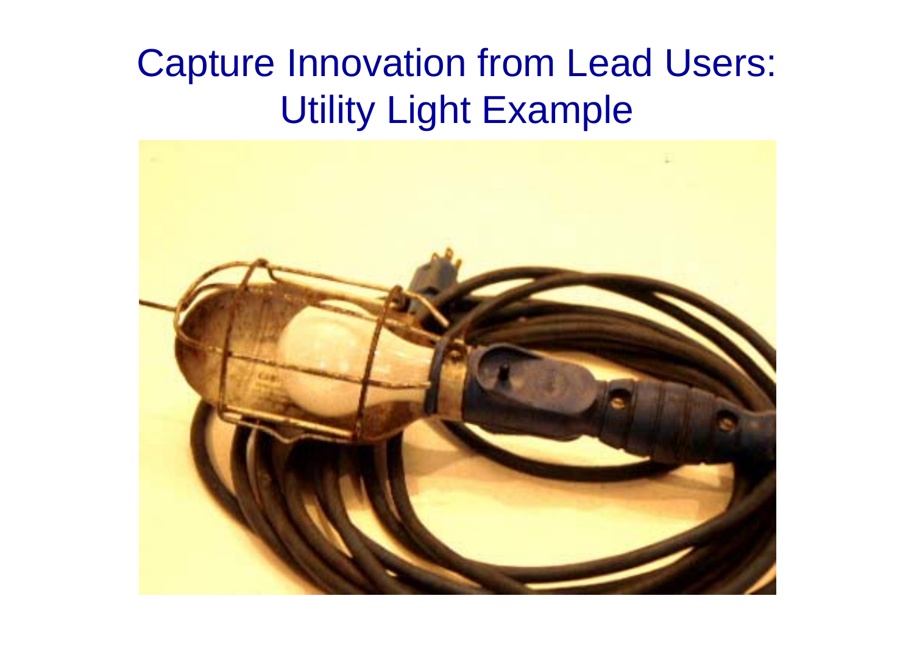# Capture Innovation from Lead Users: Utility Light Example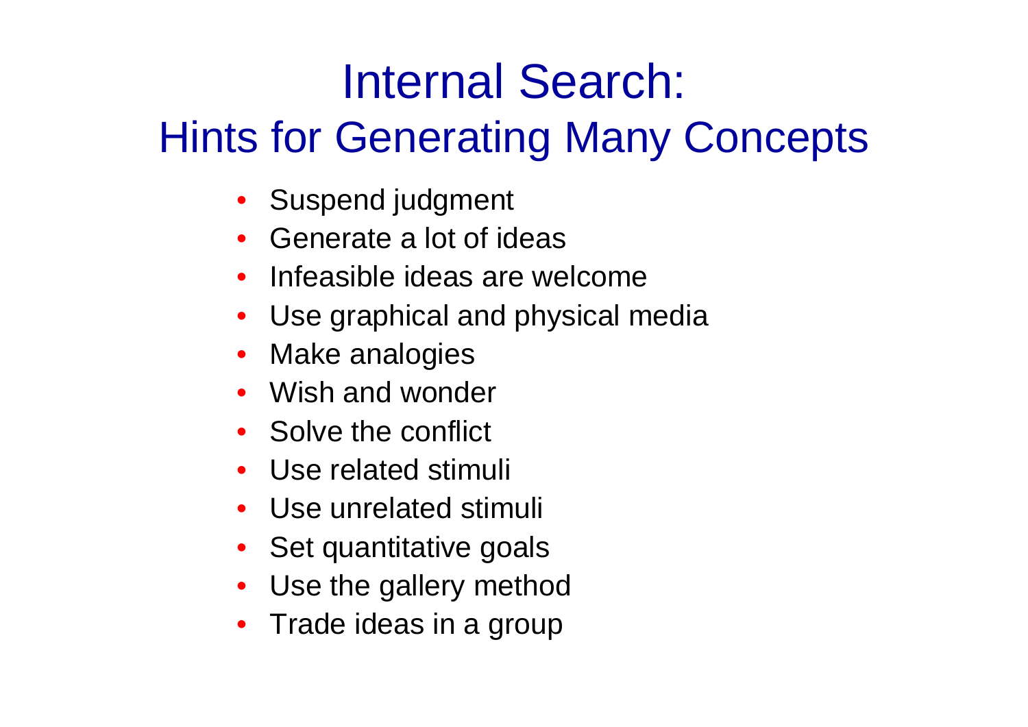# Internal Search:
## Hints for Generating Many Concepts

- Suspend judgment
- Generate a lot of ideas
- Infeasible ideas are welcome
- Use graphical and physical media
- Make analogies
- Wish and wonder
- Solve the conflict
- Use related stimuli
- Use unrelated stimuli
- Set quantitative goals
- Use the gallery method
- Trade ideas in a group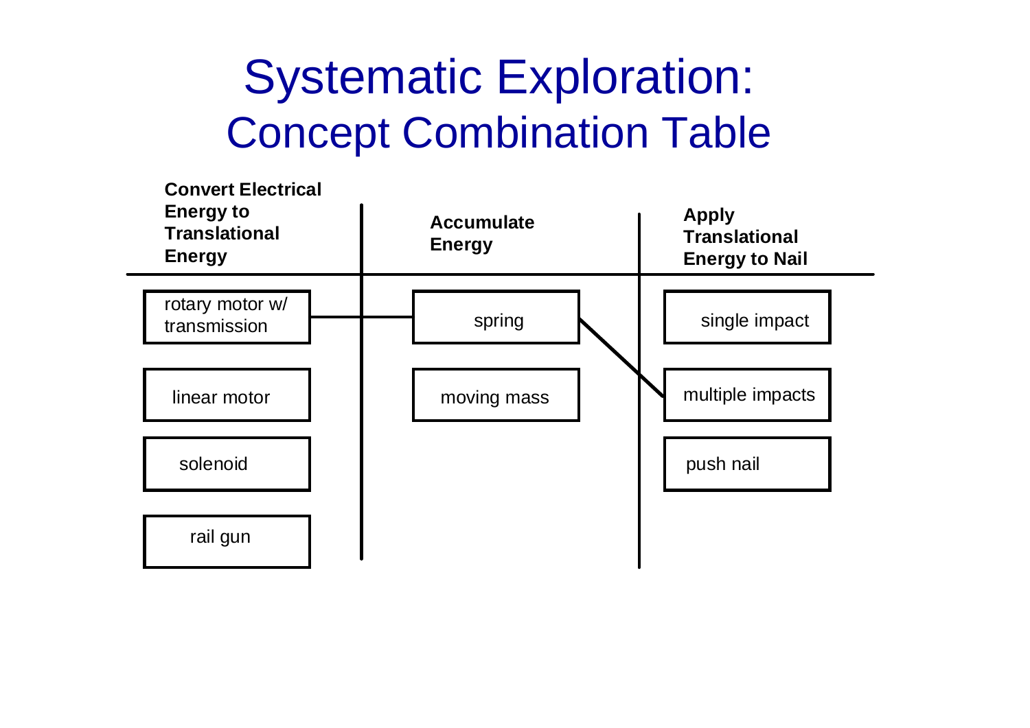# Systematic Exploration:
## Concept Combination Table

| Convert Electrical Energy to Translational Energy | Accumulate Energy | Apply Translational Energy to Nail |
|---|---|---|
| rotary motor w/ transmission | spring | single impact |
| linear motor | moving mass | multiple impacts |
| solenoid | | push nail |
| rail gun | | |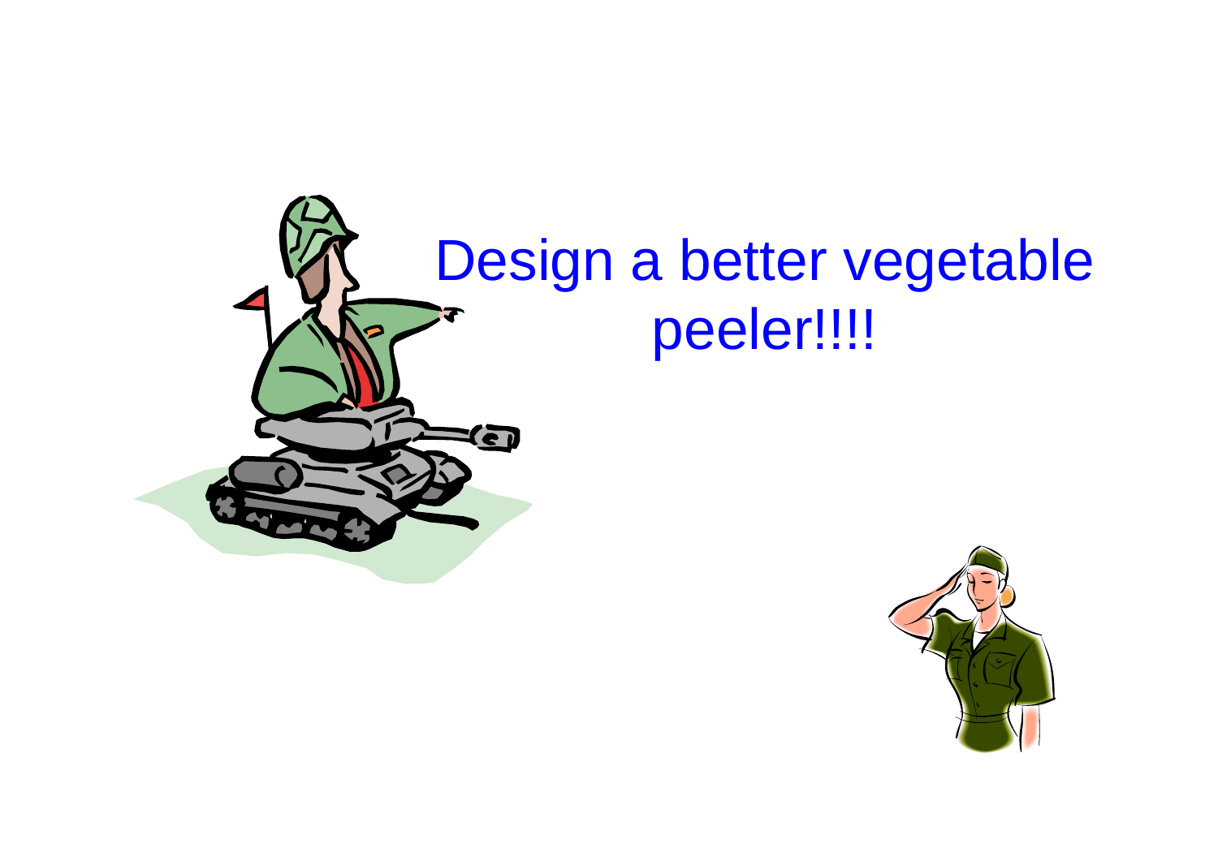Design a better vegetable peeler!!!!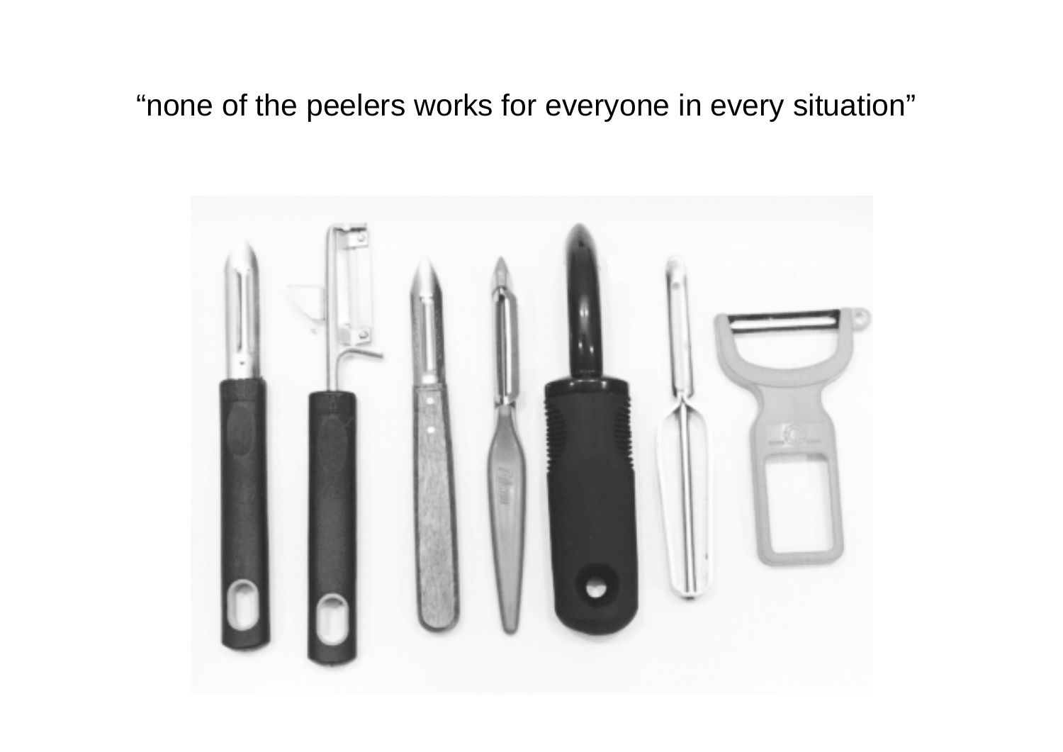“none of the peelers works for everyone in every situation”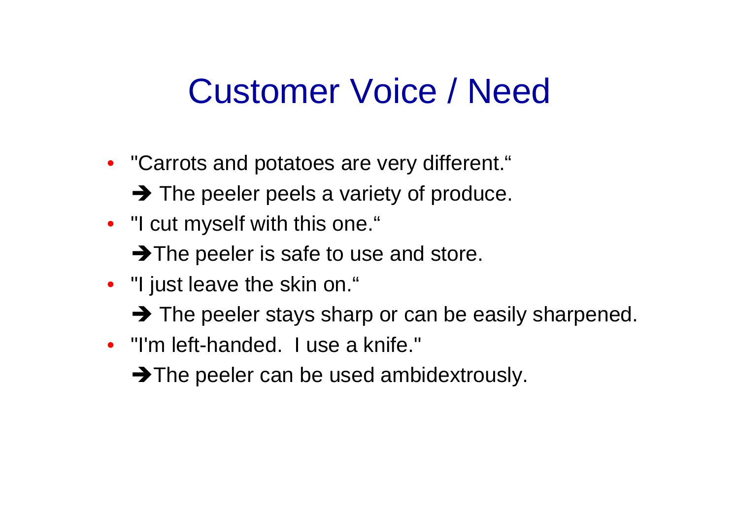# Customer Voice / Need

- "Carrots and potatoes are very different."
  
  ➔ The peeler peels a variety of produce.
- "I cut myself with this one."
  
  ➔The peeler is safe to use and store.
- "I just leave the skin on."
  
  ➔ The peeler stays sharp or can be easily sharpened.
- "I'm left-handed. I use a knife."
  
  ➔The peeler can be used ambidextrously.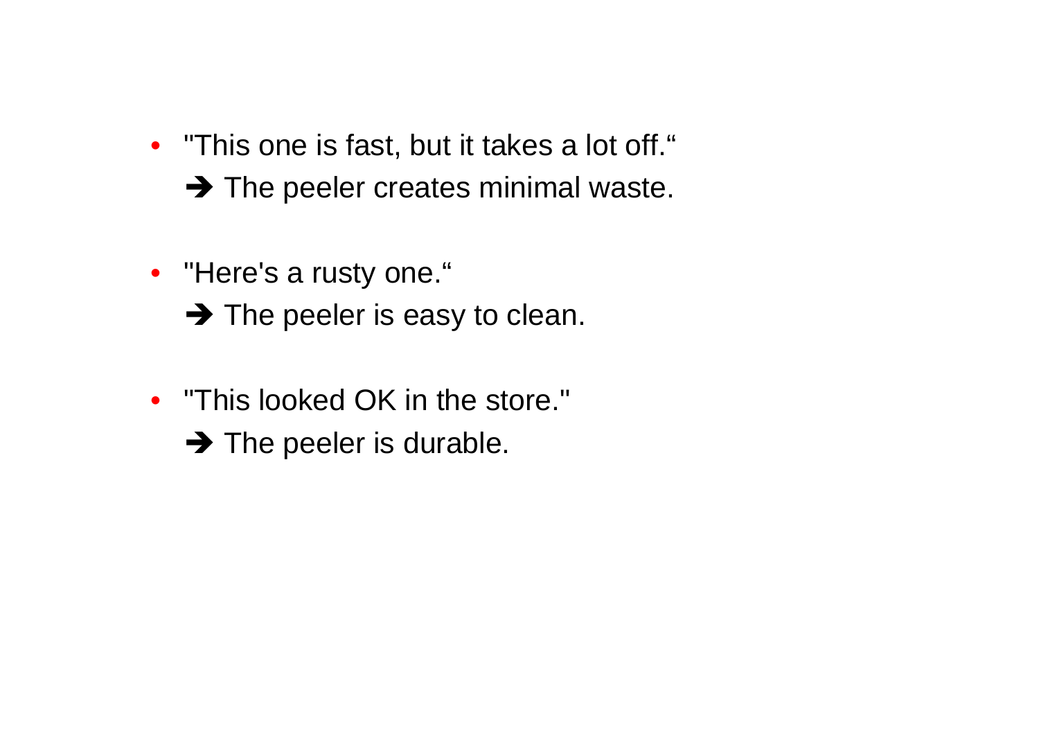- "This one is fast, but it takes a lot off."

  ➔ The peeler creates minimal waste.

- "Here's a rusty one."

  ➔ The peeler is easy to clean.

- "This looked OK in the store."

  ➔ The peeler is durable.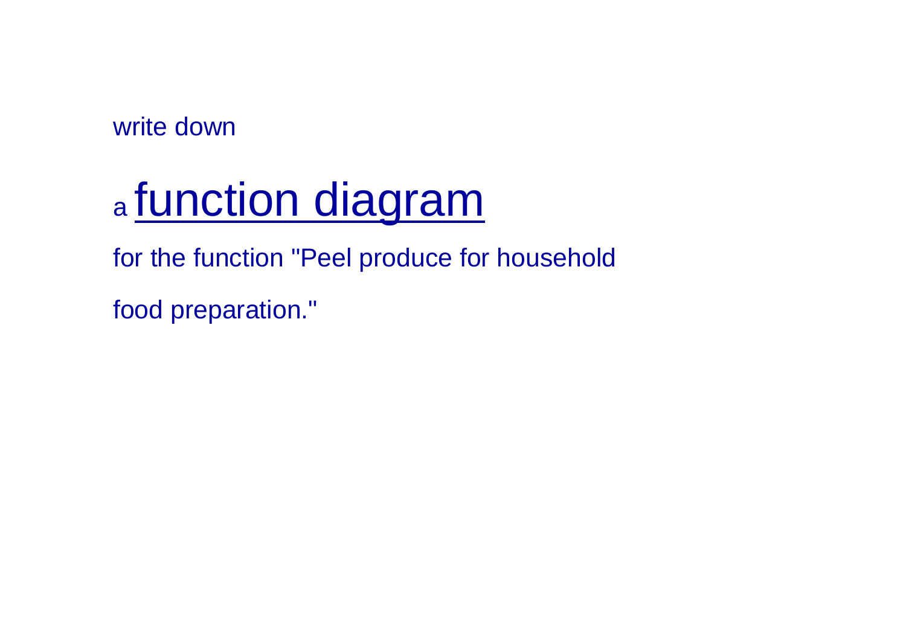write down

a **function diagram**

for the function "Peel produce for household

food preparation."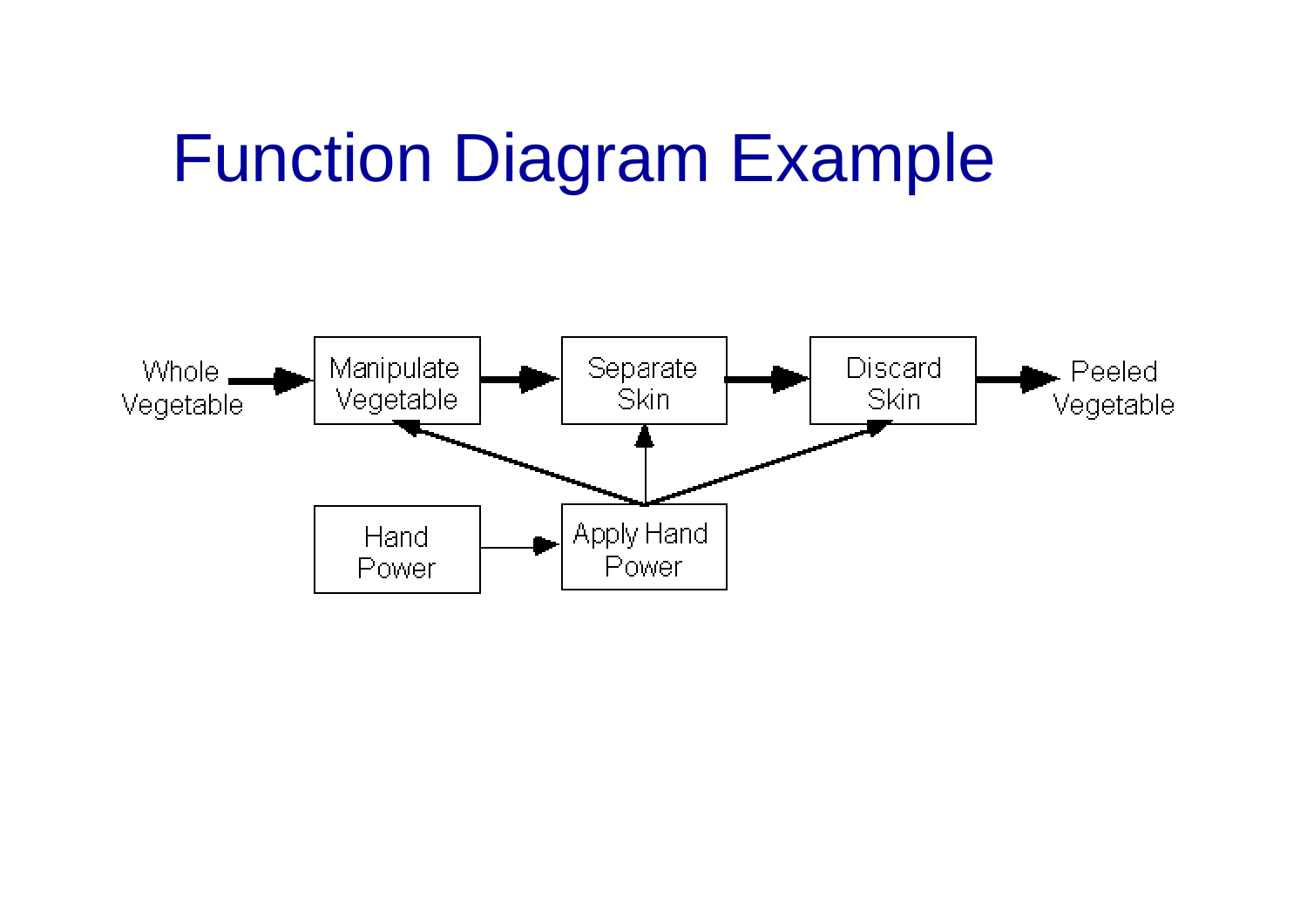# Function Diagram Example

Whole Vegetable → Manipulate Vegetable → Separate Skin → Discard Skin → Peeled Vegetable

Hand Power → Apply Hand Power

Apply Hand Power → Manipulate Vegetable, Separate Skin, Discard Skin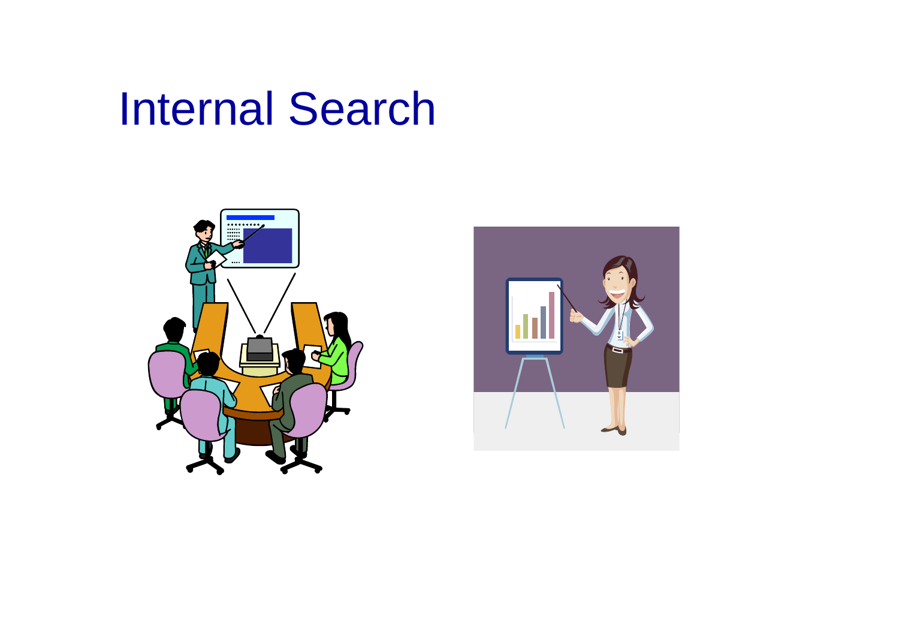# Internal Search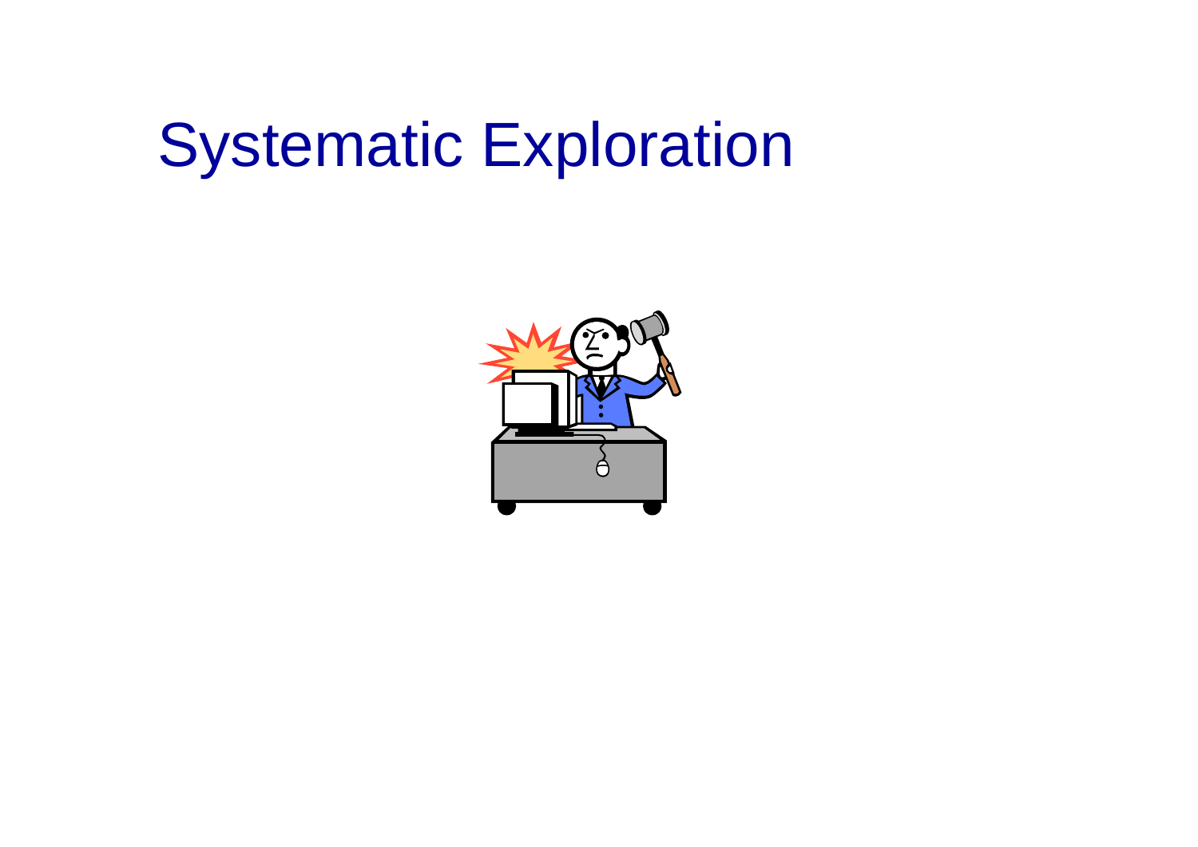# Systematic Exploration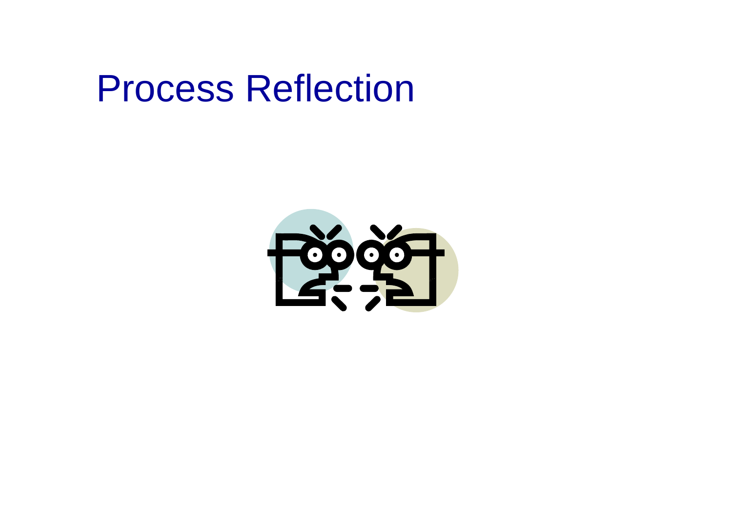# Process Reflection